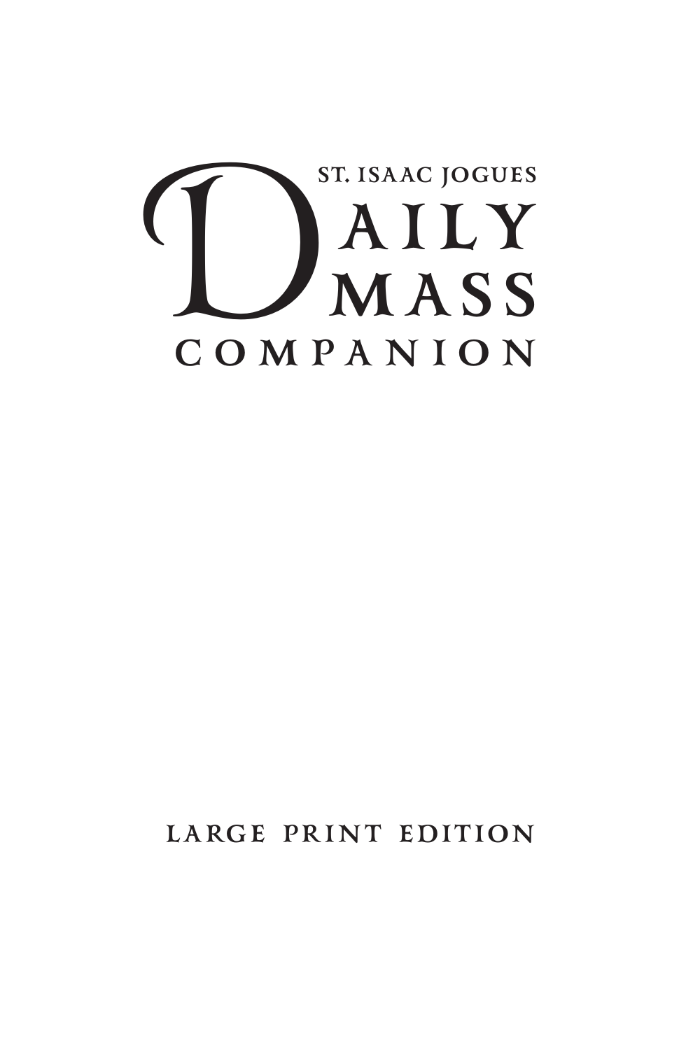# St. Isaac Jogues Daily Mass Companion

LARGE PRINT EDITION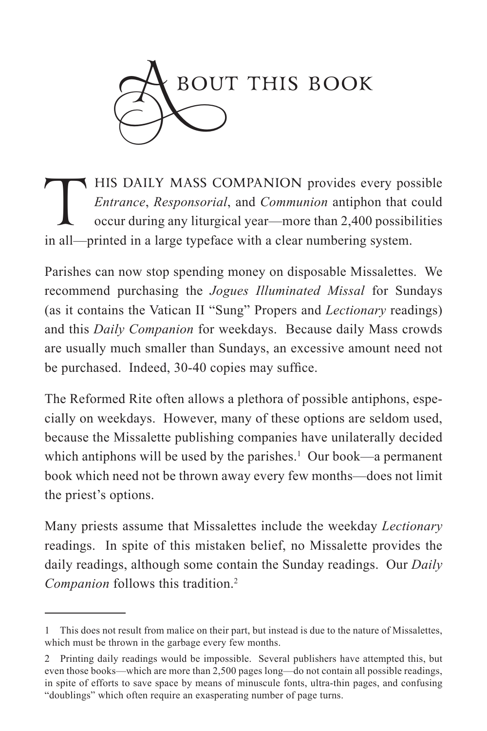# About this book

THIS DAILY MASS COMPANION provides every possible *Entrance*, *Responsorial*, and *Communion* antiphon that could occur during any liturgical year—more than 2,400 possibilities in all—printed in a large typeface with a clear numbering system.

Parishes can now stop spending money on disposable Missalettes. We recommend purchasing the *Jogues Illuminated Missal* for Sundays (as it contains the Vatican II "Sung" Propers and *Lectionary* readings) and this *Daily Companion* for weekdays. Because daily Mass crowds are usually much smaller than Sundays, an excessive amount need not be purchased. Indeed, 30-40 copies may suffice.

The Reformed Rite often allows a plethora of possible antiphons, especially on weekdays. However, many of these options are seldom used, because the Missalette publishing companies have unilaterally decided which antiphons will be used by the parishes.[1] Our book—a permanent book which need not be thrown away every few months—does not limit the priest's options.

Many priests assume that Missalettes include the weekday *Lectionary* readings. In spite of this mistaken belief, no Missalette provides the daily readings, although some contain the Sunday readings. Our *Daily Companion* follows this tradition.[2]

---

1 This does not result from malice on their part, but instead is due to the nature of Missalettes, which must be thrown in the garbage every few months.

2 Printing daily readings would be impossible. Several publishers have attempted this, but even those books—which are more than 2,500 pages long—do not contain all possible readings, in spite of efforts to save space by means of minuscule fonts, ultra-thin pages, and confusing "doublings" which often require an exasperating number of page turns.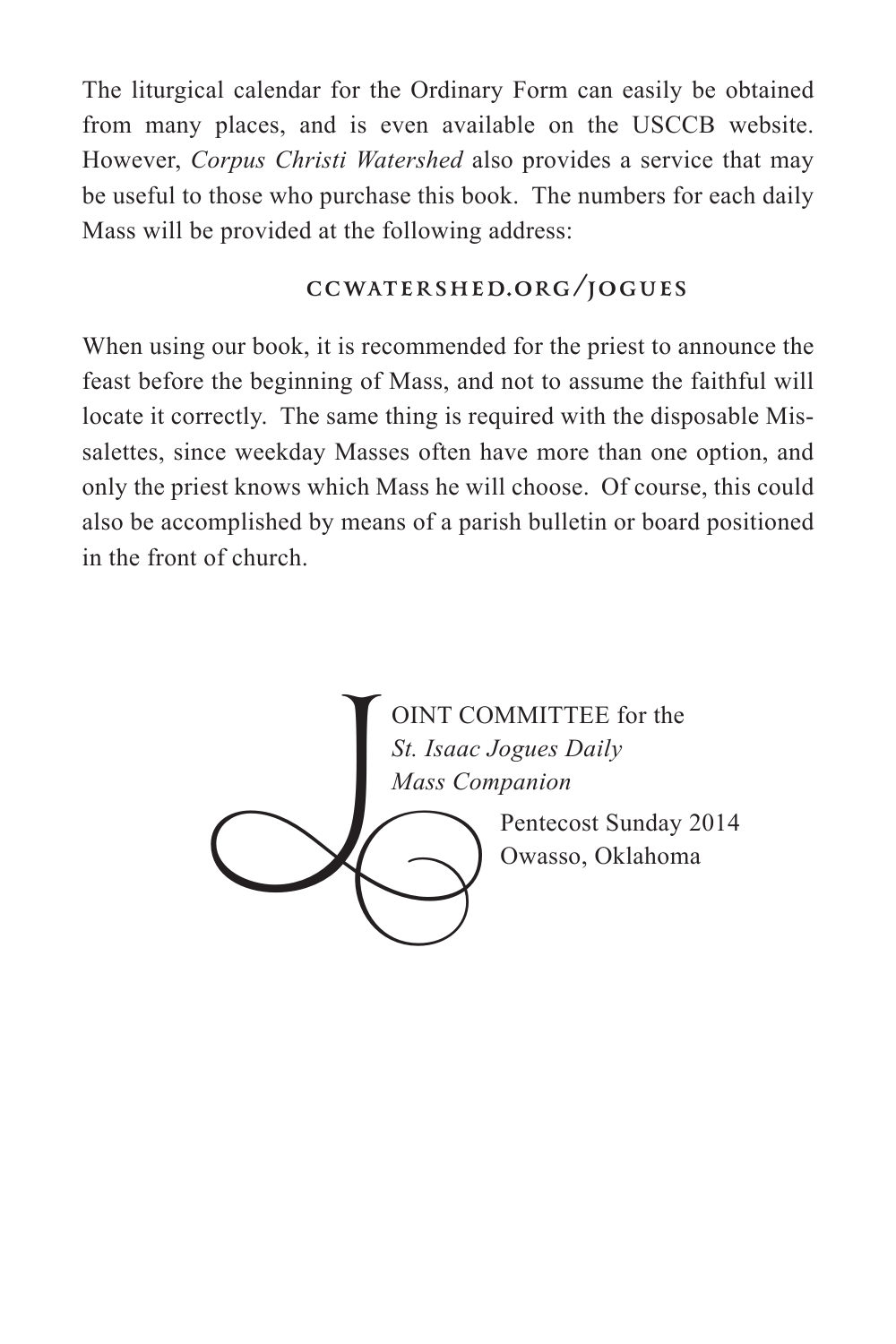The liturgical calendar for the Ordinary Form can easily be obtained from many places, and is even available on the USCCB website. However, *Corpus Christi Watershed* also provides a service that may be useful to those who purchase this book. The numbers for each daily Mass will be provided at the following address:

**CCWATERSHED.ORG/JOGUES**

When using our book, it is recommended for the priest to announce the feast before the beginning of Mass, and not to assume the faithful will locate it correctly. The same thing is required with the disposable Missalettes, since weekday Masses often have more than one option, and only the priest knows which Mass he will choose. Of course, this could also be accomplished by means of a parish bulletin or board positioned in the front of church.

JOINT COMMITTEE for the
*St. Isaac Jogues Daily Mass Companion*

Pentecost Sunday 2014
Owasso, Oklahoma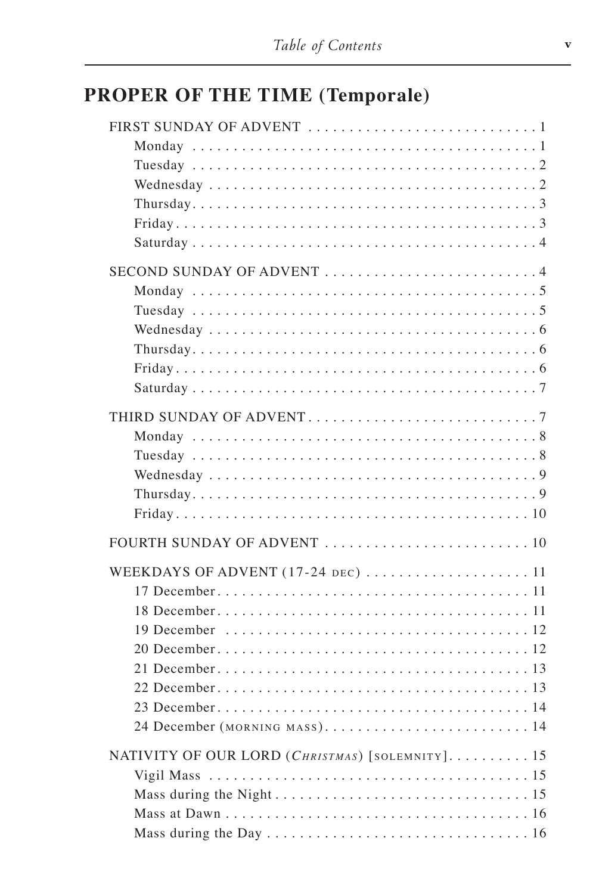## PROPER OF THE TIME (Temporale)

FIRST SUNDAY OF ADVENT . . . . . . . . . . . . . . . . . . . . . . . . . . . 1
- Monday . . . . . . . . . . . . . . . . . . . . . . . . . . . . . . . . . . . . . . 1
- Tuesday . . . . . . . . . . . . . . . . . . . . . . . . . . . . . . . . . . . . . . 2
- Wednesday . . . . . . . . . . . . . . . . . . . . . . . . . . . . . . . . . . . . 2
- Thursday . . . . . . . . . . . . . . . . . . . . . . . . . . . . . . . . . . . . . 3
- Friday . . . . . . . . . . . . . . . . . . . . . . . . . . . . . . . . . . . . . . . 3
- Saturday . . . . . . . . . . . . . . . . . . . . . . . . . . . . . . . . . . . . . 4

SECOND SUNDAY OF ADVENT . . . . . . . . . . . . . . . . . . . . . . . . . 4
- Monday . . . . . . . . . . . . . . . . . . . . . . . . . . . . . . . . . . . . . . 5
- Tuesday . . . . . . . . . . . . . . . . . . . . . . . . . . . . . . . . . . . . . . 5
- Wednesday . . . . . . . . . . . . . . . . . . . . . . . . . . . . . . . . . . . . 6
- Thursday . . . . . . . . . . . . . . . . . . . . . . . . . . . . . . . . . . . . . 6
- Friday . . . . . . . . . . . . . . . . . . . . . . . . . . . . . . . . . . . . . . . 6
- Saturday . . . . . . . . . . . . . . . . . . . . . . . . . . . . . . . . . . . . . 7

THIRD SUNDAY OF ADVENT . . . . . . . . . . . . . . . . . . . . . . . . . . . 7
- Monday . . . . . . . . . . . . . . . . . . . . . . . . . . . . . . . . . . . . . . 8
- Tuesday . . . . . . . . . . . . . . . . . . . . . . . . . . . . . . . . . . . . . . 8
- Wednesday . . . . . . . . . . . . . . . . . . . . . . . . . . . . . . . . . . . . 9
- Thursday . . . . . . . . . . . . . . . . . . . . . . . . . . . . . . . . . . . . . 9
- Friday . . . . . . . . . . . . . . . . . . . . . . . . . . . . . . . . . . . . . . . 10

FOURTH SUNDAY OF ADVENT . . . . . . . . . . . . . . . . . . . . . . . . . 10

WEEKDAYS OF ADVENT (17-24 DEC) . . . . . . . . . . . . . . . . . . . . 11
- 17 December . . . . . . . . . . . . . . . . . . . . . . . . . . . . . . . . . . . 11
- 18 December . . . . . . . . . . . . . . . . . . . . . . . . . . . . . . . . . . . 11
- 19 December . . . . . . . . . . . . . . . . . . . . . . . . . . . . . . . . . . . 12
- 20 December . . . . . . . . . . . . . . . . . . . . . . . . . . . . . . . . . . . 12
- 21 December . . . . . . . . . . . . . . . . . . . . . . . . . . . . . . . . . . . 13
- 22 December . . . . . . . . . . . . . . . . . . . . . . . . . . . . . . . . . . . 13
- 23 December . . . . . . . . . . . . . . . . . . . . . . . . . . . . . . . . . . . 14
- 24 December (MORNING MASS) . . . . . . . . . . . . . . . . . . . . . . . . 14

NATIVITY OF OUR LORD (*CHRISTMAS*) [SOLEMNITY] . . . . . . . . . . 15
- Vigil Mass . . . . . . . . . . . . . . . . . . . . . . . . . . . . . . . . . . . . 15
- Mass during the Night . . . . . . . . . . . . . . . . . . . . . . . . . . . . . 15
- Mass at Dawn . . . . . . . . . . . . . . . . . . . . . . . . . . . . . . . . . . 16
- Mass during the Day . . . . . . . . . . . . . . . . . . . . . . . . . . . . . . 16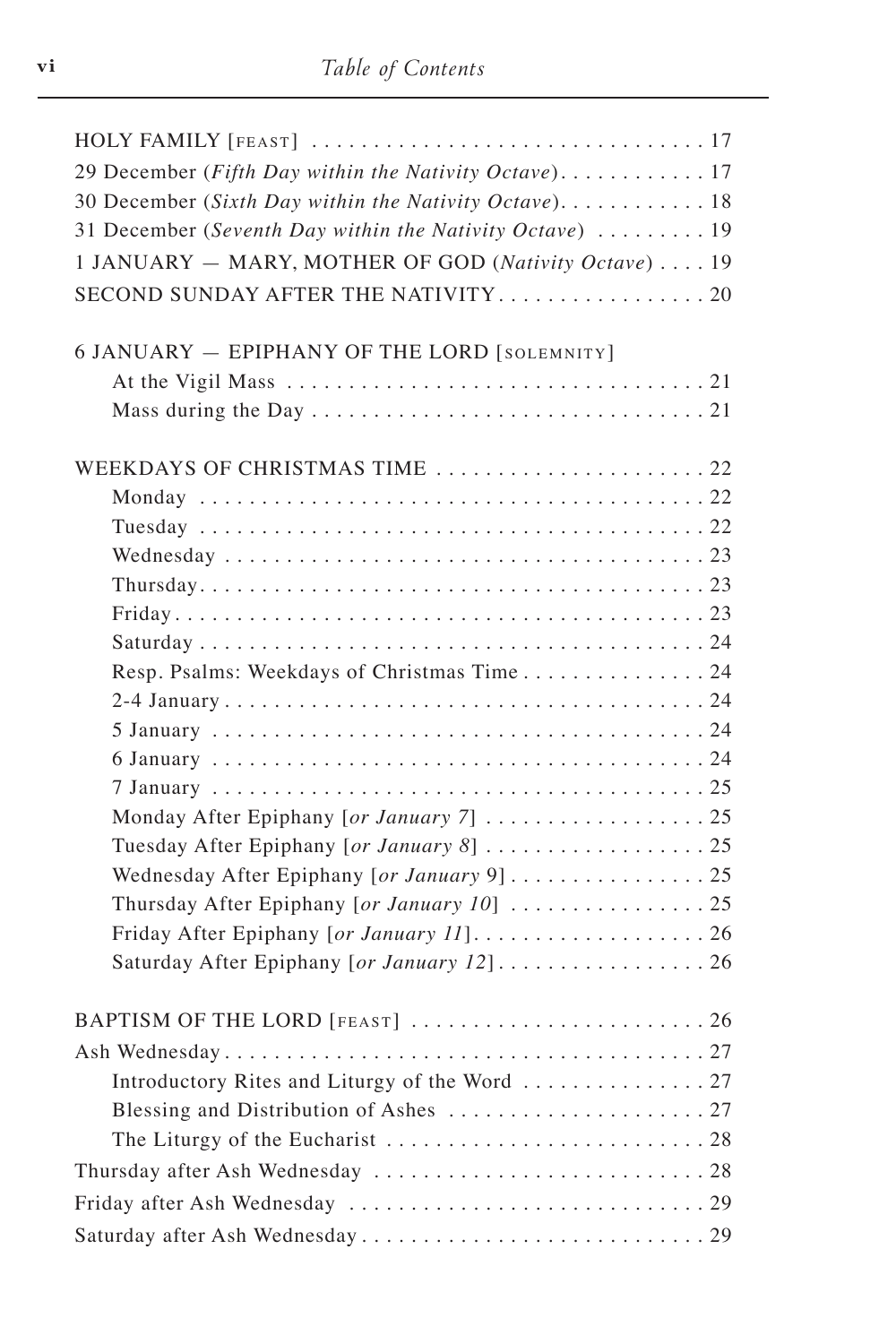HOLY FAMILY [FEAST] . . . . . . . . . . . . . . . . . . . . . . . . . . . . . . . 17
29 December (*Fifth Day within the Nativity Octave*). . . . . . . . . . . . 17
30 December (*Sixth Day within the Nativity Octave*). . . . . . . . . . . . 18
31 December (*Seventh Day within the Nativity Octave*) . . . . . . . . . 19
1 JANUARY — MARY, MOTHER OF GOD (*Nativity Octave*) . . . . 19
SECOND SUNDAY AFTER THE NATIVITY. . . . . . . . . . . . . . . . . 20

6 JANUARY — EPIPHANY OF THE LORD [SOLEMNITY]
- At the Vigil Mass . . . . . . . . . . . . . . . . . . . . . . . . . . . . . . . . . 21
- Mass during the Day . . . . . . . . . . . . . . . . . . . . . . . . . . . . . . . 21

WEEKDAYS OF CHRISTMAS TIME . . . . . . . . . . . . . . . . . . . . . . 22
- Monday . . . . . . . . . . . . . . . . . . . . . . . . . . . . . . . . . . . . . . . . . 22
- Tuesday . . . . . . . . . . . . . . . . . . . . . . . . . . . . . . . . . . . . . . . . 22
- Wednesday . . . . . . . . . . . . . . . . . . . . . . . . . . . . . . . . . . . . . . 23
- Thursday. . . . . . . . . . . . . . . . . . . . . . . . . . . . . . . . . . . . . . . . 23
- Friday. . . . . . . . . . . . . . . . . . . . . . . . . . . . . . . . . . . . . . . . . . 23
- Saturday . . . . . . . . . . . . . . . . . . . . . . . . . . . . . . . . . . . . . . . . 24
- Resp. Psalms: Weekdays of Christmas Time . . . . . . . . . . . . . . . 24
- 2-4 January . . . . . . . . . . . . . . . . . . . . . . . . . . . . . . . . . . . . . . 24
- 5 January . . . . . . . . . . . . . . . . . . . . . . . . . . . . . . . . . . . . . . . 24
- 6 January . . . . . . . . . . . . . . . . . . . . . . . . . . . . . . . . . . . . . . . 24
- 7 January . . . . . . . . . . . . . . . . . . . . . . . . . . . . . . . . . . . . . . . 25
- Monday After Epiphany [*or January 7*] . . . . . . . . . . . . . . . . . . 25
- Tuesday After Epiphany [*or January 8*] . . . . . . . . . . . . . . . . . . 25
- Wednesday After Epiphany [*or January* 9] . . . . . . . . . . . . . . . . 25
- Thursday After Epiphany [*or January 10*] . . . . . . . . . . . . . . . . 25
- Friday After Epiphany [*or January 11*]. . . . . . . . . . . . . . . . . . . 26
- Saturday After Epiphany [*or January 12*]. . . . . . . . . . . . . . . . . 26

BAPTISM OF THE LORD [FEAST] . . . . . . . . . . . . . . . . . . . . . . . . 26
Ash Wednesday. . . . . . . . . . . . . . . . . . . . . . . . . . . . . . . . . . . . . . 27
- Introductory Rites and Liturgy of the Word . . . . . . . . . . . . . . . 27
- Blessing and Distribution of Ashes . . . . . . . . . . . . . . . . . . . . . 27
- The Liturgy of the Eucharist . . . . . . . . . . . . . . . . . . . . . . . . . . 28

Thursday after Ash Wednesday . . . . . . . . . . . . . . . . . . . . . . . . . . . 28
Friday after Ash Wednesday . . . . . . . . . . . . . . . . . . . . . . . . . . . . . 29
Saturday after Ash Wednesday . . . . . . . . . . . . . . . . . . . . . . . . . . . 29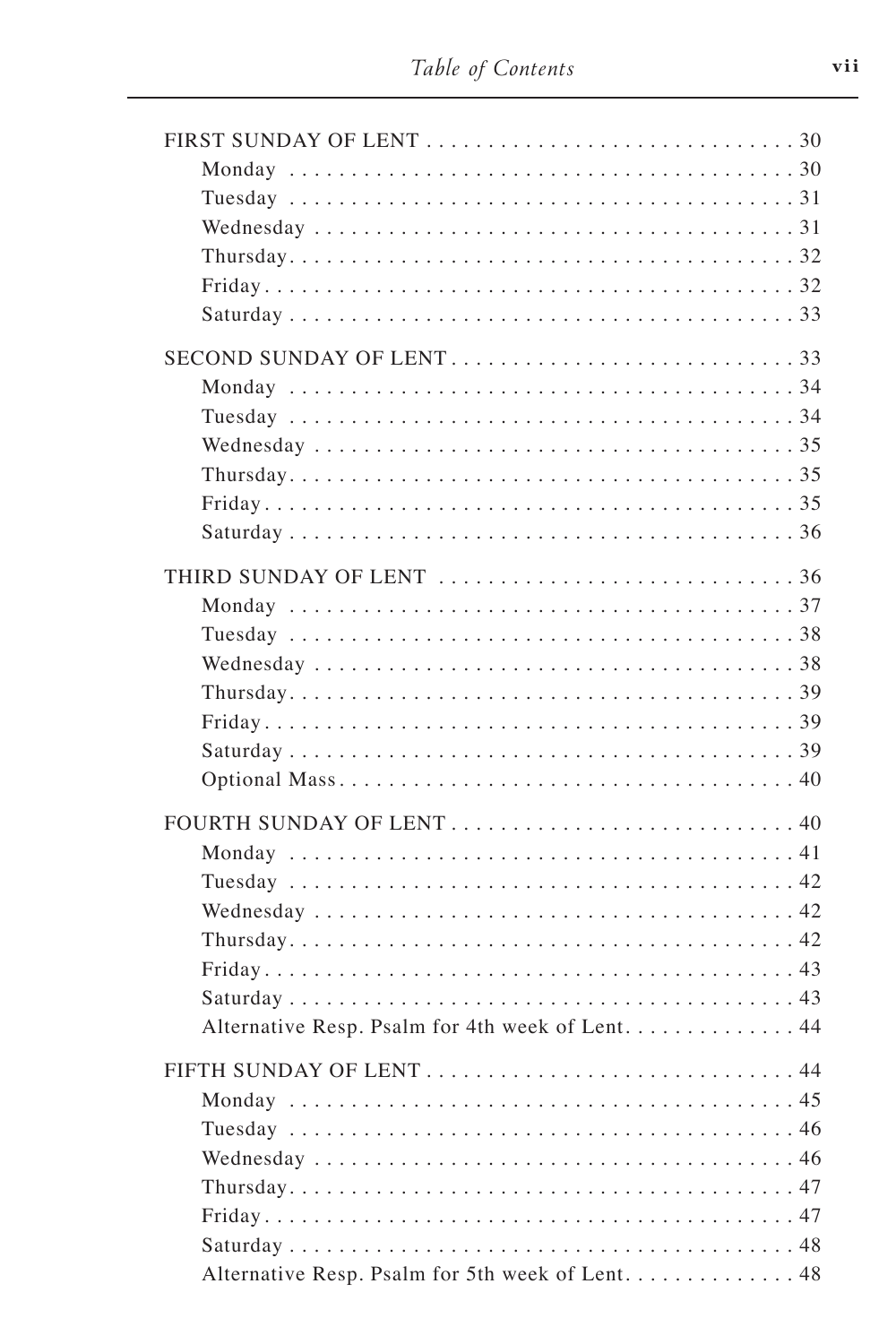FIRST SUNDAY OF LENT . . . . . . . . . . . . . . . . . . . . . . . . . . . . . 30
- Monday . . . . . . . . . . . . . . . . . . . . . . . . . . . . . . . . . . . . . . . . 30
- Tuesday . . . . . . . . . . . . . . . . . . . . . . . . . . . . . . . . . . . . . . . 31
- Wednesday . . . . . . . . . . . . . . . . . . . . . . . . . . . . . . . . . . . . . 31
- Thursday. . . . . . . . . . . . . . . . . . . . . . . . . . . . . . . . . . . . . . . 32
- Friday. . . . . . . . . . . . . . . . . . . . . . . . . . . . . . . . . . . . . . . . . 32
- Saturday . . . . . . . . . . . . . . . . . . . . . . . . . . . . . . . . . . . . . . . 33

SECOND SUNDAY OF LENT . . . . . . . . . . . . . . . . . . . . . . . . . . . . 33
- Monday . . . . . . . . . . . . . . . . . . . . . . . . . . . . . . . . . . . . . . . . 34
- Tuesday . . . . . . . . . . . . . . . . . . . . . . . . . . . . . . . . . . . . . . . 34
- Wednesday . . . . . . . . . . . . . . . . . . . . . . . . . . . . . . . . . . . . . 35
- Thursday. . . . . . . . . . . . . . . . . . . . . . . . . . . . . . . . . . . . . . . 35
- Friday. . . . . . . . . . . . . . . . . . . . . . . . . . . . . . . . . . . . . . . . . 35
- Saturday . . . . . . . . . . . . . . . . . . . . . . . . . . . . . . . . . . . . . . . 36

THIRD SUNDAY OF LENT . . . . . . . . . . . . . . . . . . . . . . . . . . . . . 36
- Monday . . . . . . . . . . . . . . . . . . . . . . . . . . . . . . . . . . . . . . . . 37
- Tuesday . . . . . . . . . . . . . . . . . . . . . . . . . . . . . . . . . . . . . . . 38
- Wednesday . . . . . . . . . . . . . . . . . . . . . . . . . . . . . . . . . . . . . 38
- Thursday. . . . . . . . . . . . . . . . . . . . . . . . . . . . . . . . . . . . . . . 39
- Friday. . . . . . . . . . . . . . . . . . . . . . . . . . . . . . . . . . . . . . . . . 39
- Saturday . . . . . . . . . . . . . . . . . . . . . . . . . . . . . . . . . . . . . . . 39
- Optional Mass. . . . . . . . . . . . . . . . . . . . . . . . . . . . . . . . . . . . 40

FOURTH SUNDAY OF LENT . . . . . . . . . . . . . . . . . . . . . . . . . . . . 40
- Monday . . . . . . . . . . . . . . . . . . . . . . . . . . . . . . . . . . . . . . . . 41
- Tuesday . . . . . . . . . . . . . . . . . . . . . . . . . . . . . . . . . . . . . . . 42
- Wednesday . . . . . . . . . . . . . . . . . . . . . . . . . . . . . . . . . . . . . 42
- Thursday. . . . . . . . . . . . . . . . . . . . . . . . . . . . . . . . . . . . . . . 42
- Friday. . . . . . . . . . . . . . . . . . . . . . . . . . . . . . . . . . . . . . . . . 43
- Saturday . . . . . . . . . . . . . . . . . . . . . . . . . . . . . . . . . . . . . . . 43
- Alternative Resp. Psalm for 4th week of Lent. . . . . . . . . . . . . . 44

FIFTH SUNDAY OF LENT . . . . . . . . . . . . . . . . . . . . . . . . . . . . . 44
- Monday . . . . . . . . . . . . . . . . . . . . . . . . . . . . . . . . . . . . . . . . 45
- Tuesday . . . . . . . . . . . . . . . . . . . . . . . . . . . . . . . . . . . . . . . 46
- Wednesday . . . . . . . . . . . . . . . . . . . . . . . . . . . . . . . . . . . . . 46
- Thursday. . . . . . . . . . . . . . . . . . . . . . . . . . . . . . . . . . . . . . . 47
- Friday. . . . . . . . . . . . . . . . . . . . . . . . . . . . . . . . . . . . . . . . . 47
- Saturday . . . . . . . . . . . . . . . . . . . . . . . . . . . . . . . . . . . . . . . 48
- Alternative Resp. Psalm for 5th week of Lent. . . . . . . . . . . . . . 48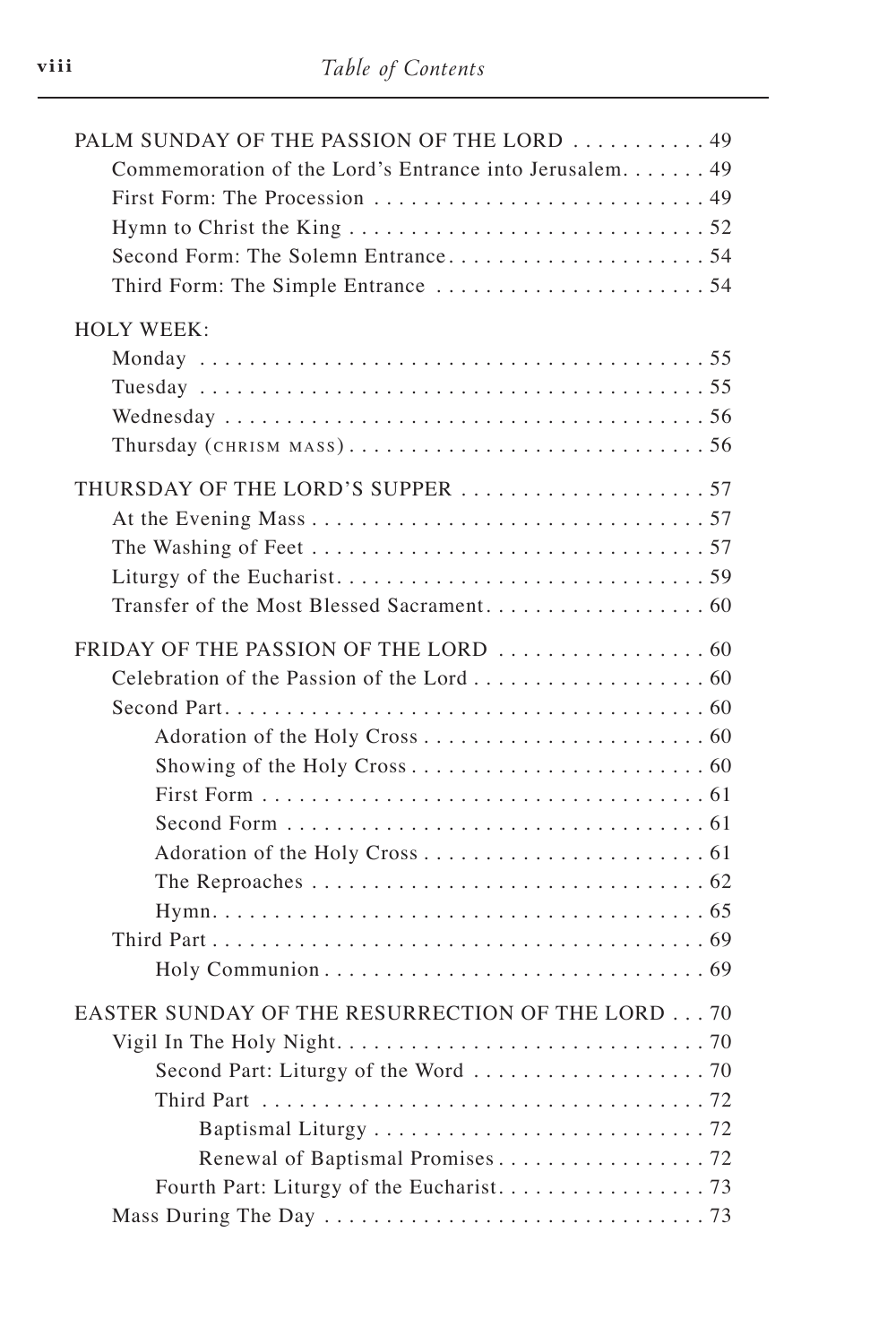PALM SUNDAY OF THE PASSION OF THE LORD . . . . . . . . . . . 49
- Commemoration of the Lord's Entrance into Jerusalem. . . . . . . 49
- First Form: The Procession . . . . . . . . . . . . . . . . . . . . . . . . . . . 49
- Hymn to Christ the King . . . . . . . . . . . . . . . . . . . . . . . . . . . . . 52
- Second Form: The Solemn Entrance. . . . . . . . . . . . . . . . . . . . . 54
- Third Form: The Simple Entrance . . . . . . . . . . . . . . . . . . . . . . 54

HOLY WEEK:
- Monday . . . . . . . . . . . . . . . . . . . . . . . . . . . . . . . . . . . . . . . . . 55
- Tuesday . . . . . . . . . . . . . . . . . . . . . . . . . . . . . . . . . . . . . . . . 55
- Wednesday . . . . . . . . . . . . . . . . . . . . . . . . . . . . . . . . . . . . . . 56
- Thursday (CHRISM MASS) . . . . . . . . . . . . . . . . . . . . . . . . . . . . 56

THURSDAY OF THE LORD'S SUPPER . . . . . . . . . . . . . . . . . . . . 57
- At the Evening Mass . . . . . . . . . . . . . . . . . . . . . . . . . . . . . . . . 57
- The Washing of Feet . . . . . . . . . . . . . . . . . . . . . . . . . . . . . . . . 57
- Liturgy of the Eucharist. . . . . . . . . . . . . . . . . . . . . . . . . . . . . . 59
- Transfer of the Most Blessed Sacrament. . . . . . . . . . . . . . . . . . 60

FRIDAY OF THE PASSION OF THE LORD . . . . . . . . . . . . . . . . . 60
- Celebration of the Passion of the Lord . . . . . . . . . . . . . . . . . . . 60
- Second Part. . . . . . . . . . . . . . . . . . . . . . . . . . . . . . . . . . . . . . 60
  - Adoration of the Holy Cross . . . . . . . . . . . . . . . . . . . . . . . 60
  - Showing of the Holy Cross . . . . . . . . . . . . . . . . . . . . . . . . 60
  - First Form . . . . . . . . . . . . . . . . . . . . . . . . . . . . . . . . . . . . 61
  - Second Form . . . . . . . . . . . . . . . . . . . . . . . . . . . . . . . . . . 61
  - Adoration of the Holy Cross . . . . . . . . . . . . . . . . . . . . . . . 61
  - The Reproaches . . . . . . . . . . . . . . . . . . . . . . . . . . . . . . . 62
  - Hymn. . . . . . . . . . . . . . . . . . . . . . . . . . . . . . . . . . . . . . . 65
- Third Part . . . . . . . . . . . . . . . . . . . . . . . . . . . . . . . . . . . . . . . 69
  - Holy Communion . . . . . . . . . . . . . . . . . . . . . . . . . . . . . . 69

EASTER SUNDAY OF THE RESURRECTION OF THE LORD . . . 70
- Vigil In The Holy Night. . . . . . . . . . . . . . . . . . . . . . . . . . . . . . 70
  - Second Part: Liturgy of the Word . . . . . . . . . . . . . . . . . . . 70
  - Third Part . . . . . . . . . . . . . . . . . . . . . . . . . . . . . . . . . . . . 72
    - Baptismal Liturgy . . . . . . . . . . . . . . . . . . . . . . . . . . . 72
    - Renewal of Baptismal Promises . . . . . . . . . . . . . . . . . 72
  - Fourth Part: Liturgy of the Eucharist. . . . . . . . . . . . . . . . . 73
- Mass During The Day . . . . . . . . . . . . . . . . . . . . . . . . . . . . . . . 73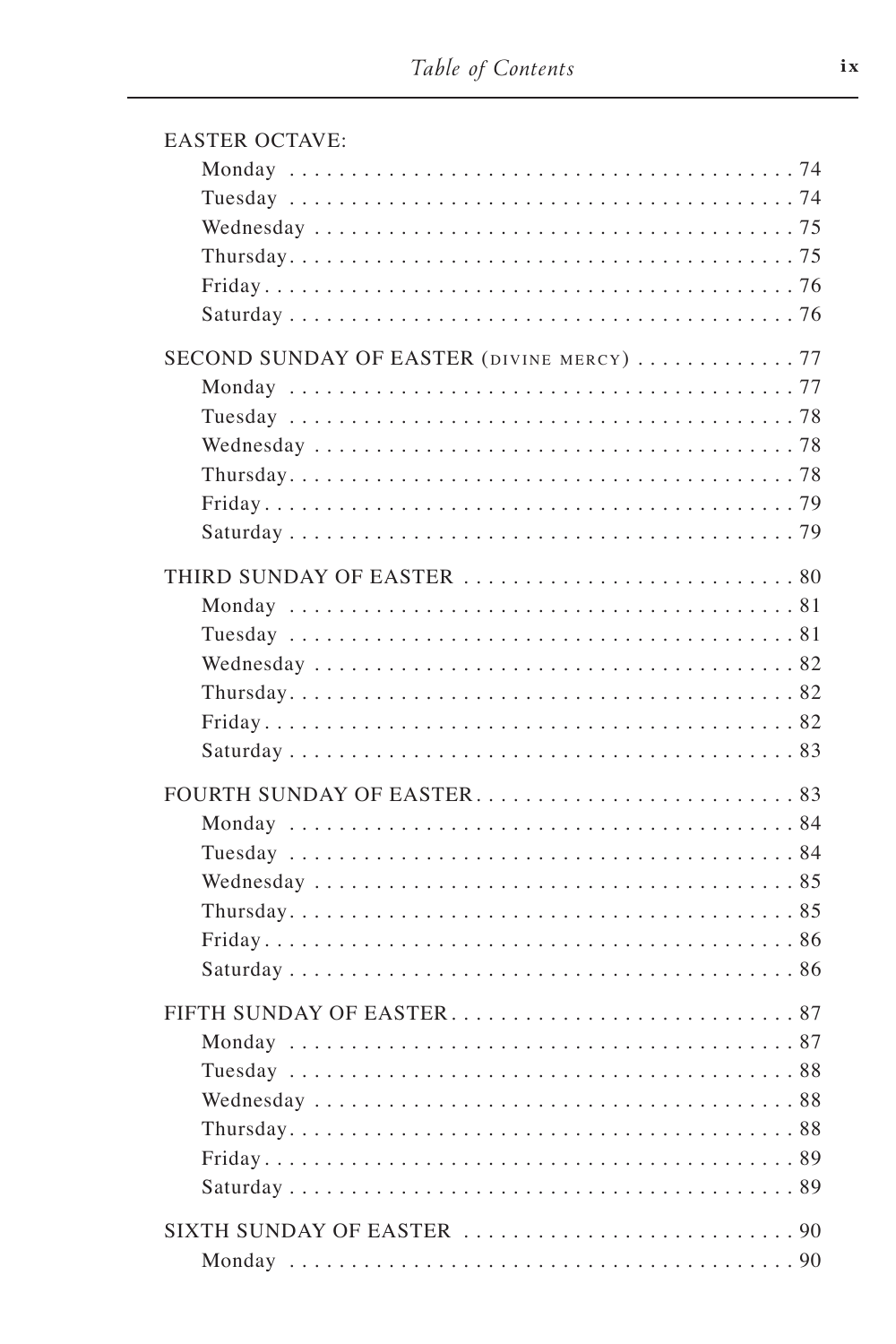EASTER OCTAVE:

- Monday . . . . . . . . . . . . . . . . . . . . . . . . . . . . . . . . . . . . . . . . 74
- Tuesday . . . . . . . . . . . . . . . . . . . . . . . . . . . . . . . . . . . . . . . . 74
- Wednesday . . . . . . . . . . . . . . . . . . . . . . . . . . . . . . . . . . . . . . 75
- Thursday. . . . . . . . . . . . . . . . . . . . . . . . . . . . . . . . . . . . . . . . 75
- Friday. . . . . . . . . . . . . . . . . . . . . . . . . . . . . . . . . . . . . . . . . . 76
- Saturday . . . . . . . . . . . . . . . . . . . . . . . . . . . . . . . . . . . . . . . . 76

SECOND SUNDAY OF EASTER (DIVINE MERCY) . . . . . . . . . . . . . 77

- Monday . . . . . . . . . . . . . . . . . . . . . . . . . . . . . . . . . . . . . . . . 77
- Tuesday . . . . . . . . . . . . . . . . . . . . . . . . . . . . . . . . . . . . . . . . 78
- Wednesday . . . . . . . . . . . . . . . . . . . . . . . . . . . . . . . . . . . . . . 78
- Thursday. . . . . . . . . . . . . . . . . . . . . . . . . . . . . . . . . . . . . . . . 78
- Friday. . . . . . . . . . . . . . . . . . . . . . . . . . . . . . . . . . . . . . . . . . 79
- Saturday . . . . . . . . . . . . . . . . . . . . . . . . . . . . . . . . . . . . . . . . 79

THIRD SUNDAY OF EASTER . . . . . . . . . . . . . . . . . . . . . . . . . . 80

- Monday . . . . . . . . . . . . . . . . . . . . . . . . . . . . . . . . . . . . . . . . 81
- Tuesday . . . . . . . . . . . . . . . . . . . . . . . . . . . . . . . . . . . . . . . . 81
- Wednesday . . . . . . . . . . . . . . . . . . . . . . . . . . . . . . . . . . . . . . 82
- Thursday. . . . . . . . . . . . . . . . . . . . . . . . . . . . . . . . . . . . . . . . 82
- Friday. . . . . . . . . . . . . . . . . . . . . . . . . . . . . . . . . . . . . . . . . . 82
- Saturday . . . . . . . . . . . . . . . . . . . . . . . . . . . . . . . . . . . . . . . . 83

FOURTH SUNDAY OF EASTER. . . . . . . . . . . . . . . . . . . . . . . . . . 83

- Monday . . . . . . . . . . . . . . . . . . . . . . . . . . . . . . . . . . . . . . . . 84
- Tuesday . . . . . . . . . . . . . . . . . . . . . . . . . . . . . . . . . . . . . . . . 84
- Wednesday . . . . . . . . . . . . . . . . . . . . . . . . . . . . . . . . . . . . . . 85
- Thursday. . . . . . . . . . . . . . . . . . . . . . . . . . . . . . . . . . . . . . . . 85
- Friday. . . . . . . . . . . . . . . . . . . . . . . . . . . . . . . . . . . . . . . . . . 86
- Saturday . . . . . . . . . . . . . . . . . . . . . . . . . . . . . . . . . . . . . . . . 86

FIFTH SUNDAY OF EASTER. . . . . . . . . . . . . . . . . . . . . . . . . . . 87

- Monday . . . . . . . . . . . . . . . . . . . . . . . . . . . . . . . . . . . . . . . . 87
- Tuesday . . . . . . . . . . . . . . . . . . . . . . . . . . . . . . . . . . . . . . . . 88
- Wednesday . . . . . . . . . . . . . . . . . . . . . . . . . . . . . . . . . . . . . . 88
- Thursday. . . . . . . . . . . . . . . . . . . . . . . . . . . . . . . . . . . . . . . . 88
- Friday. . . . . . . . . . . . . . . . . . . . . . . . . . . . . . . . . . . . . . . . . . 89
- Saturday . . . . . . . . . . . . . . . . . . . . . . . . . . . . . . . . . . . . . . . . 89

SIXTH SUNDAY OF EASTER . . . . . . . . . . . . . . . . . . . . . . . . . . 90

- Monday . . . . . . . . . . . . . . . . . . . . . . . . . . . . . . . . . . . . . . . . 90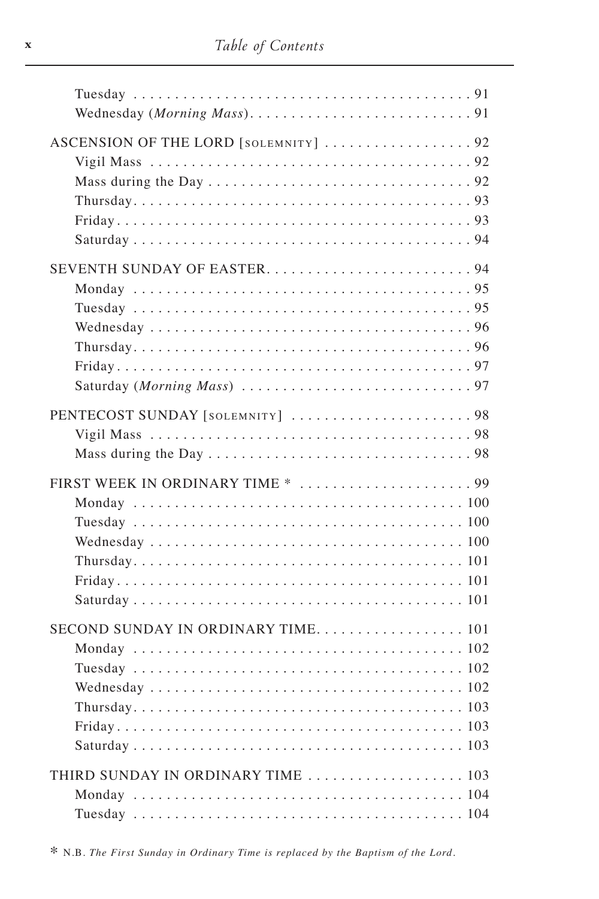Tuesday . . . . . . . . . . . . . . . . . . . . . . . . . . . . . . . . . . . . . . . . 91
Wednesday (*Morning Mass*). . . . . . . . . . . . . . . . . . . . . . . . . . 91

ASCENSION OF THE LORD [SOLEMNITY] . . . . . . . . . . . . . . . . . . 92
Vigil Mass . . . . . . . . . . . . . . . . . . . . . . . . . . . . . . . . . . . . . . 92
Mass during the Day . . . . . . . . . . . . . . . . . . . . . . . . . . . . . . . 92
Thursday. . . . . . . . . . . . . . . . . . . . . . . . . . . . . . . . . . . . . . . 93
Friday . . . . . . . . . . . . . . . . . . . . . . . . . . . . . . . . . . . . . . . . . 93
Saturday . . . . . . . . . . . . . . . . . . . . . . . . . . . . . . . . . . . . . . . 94

SEVENTH SUNDAY OF EASTER. . . . . . . . . . . . . . . . . . . . . . . . . 94
Monday . . . . . . . . . . . . . . . . . . . . . . . . . . . . . . . . . . . . . . . . 95
Tuesday . . . . . . . . . . . . . . . . . . . . . . . . . . . . . . . . . . . . . . . . 95
Wednesday . . . . . . . . . . . . . . . . . . . . . . . . . . . . . . . . . . . . . 96
Thursday. . . . . . . . . . . . . . . . . . . . . . . . . . . . . . . . . . . . . . . 96
Friday . . . . . . . . . . . . . . . . . . . . . . . . . . . . . . . . . . . . . . . . . 97
Saturday (*Morning Mass*) . . . . . . . . . . . . . . . . . . . . . . . . . . . 97

PENTECOST SUNDAY [SOLEMNITY] . . . . . . . . . . . . . . . . . . . . . 98
Vigil Mass . . . . . . . . . . . . . . . . . . . . . . . . . . . . . . . . . . . . . . 98
Mass during the Day . . . . . . . . . . . . . . . . . . . . . . . . . . . . . . . 98

FIRST WEEK IN ORDINARY TIME * . . . . . . . . . . . . . . . . . . . . . 99
Monday . . . . . . . . . . . . . . . . . . . . . . . . . . . . . . . . . . . . . . . . 100
Tuesday . . . . . . . . . . . . . . . . . . . . . . . . . . . . . . . . . . . . . . . . 100
Wednesday . . . . . . . . . . . . . . . . . . . . . . . . . . . . . . . . . . . . . 100
Thursday. . . . . . . . . . . . . . . . . . . . . . . . . . . . . . . . . . . . . . . 101
Friday . . . . . . . . . . . . . . . . . . . . . . . . . . . . . . . . . . . . . . . . . 101
Saturday . . . . . . . . . . . . . . . . . . . . . . . . . . . . . . . . . . . . . . . 101

SECOND SUNDAY IN ORDINARY TIME. . . . . . . . . . . . . . . . . . 101
Monday . . . . . . . . . . . . . . . . . . . . . . . . . . . . . . . . . . . . . . . . 102
Tuesday . . . . . . . . . . . . . . . . . . . . . . . . . . . . . . . . . . . . . . . . 102
Wednesday . . . . . . . . . . . . . . . . . . . . . . . . . . . . . . . . . . . . . 102
Thursday. . . . . . . . . . . . . . . . . . . . . . . . . . . . . . . . . . . . . . . 103
Friday . . . . . . . . . . . . . . . . . . . . . . . . . . . . . . . . . . . . . . . . . 103
Saturday . . . . . . . . . . . . . . . . . . . . . . . . . . . . . . . . . . . . . . . 103

THIRD SUNDAY IN ORDINARY TIME . . . . . . . . . . . . . . . . . . . 103
Monday . . . . . . . . . . . . . . . . . . . . . . . . . . . . . . . . . . . . . . . . 104
Tuesday . . . . . . . . . . . . . . . . . . . . . . . . . . . . . . . . . . . . . . . . 104

* N.B. *The First Sunday in Ordinary Time is replaced by the Baptism of the Lord.*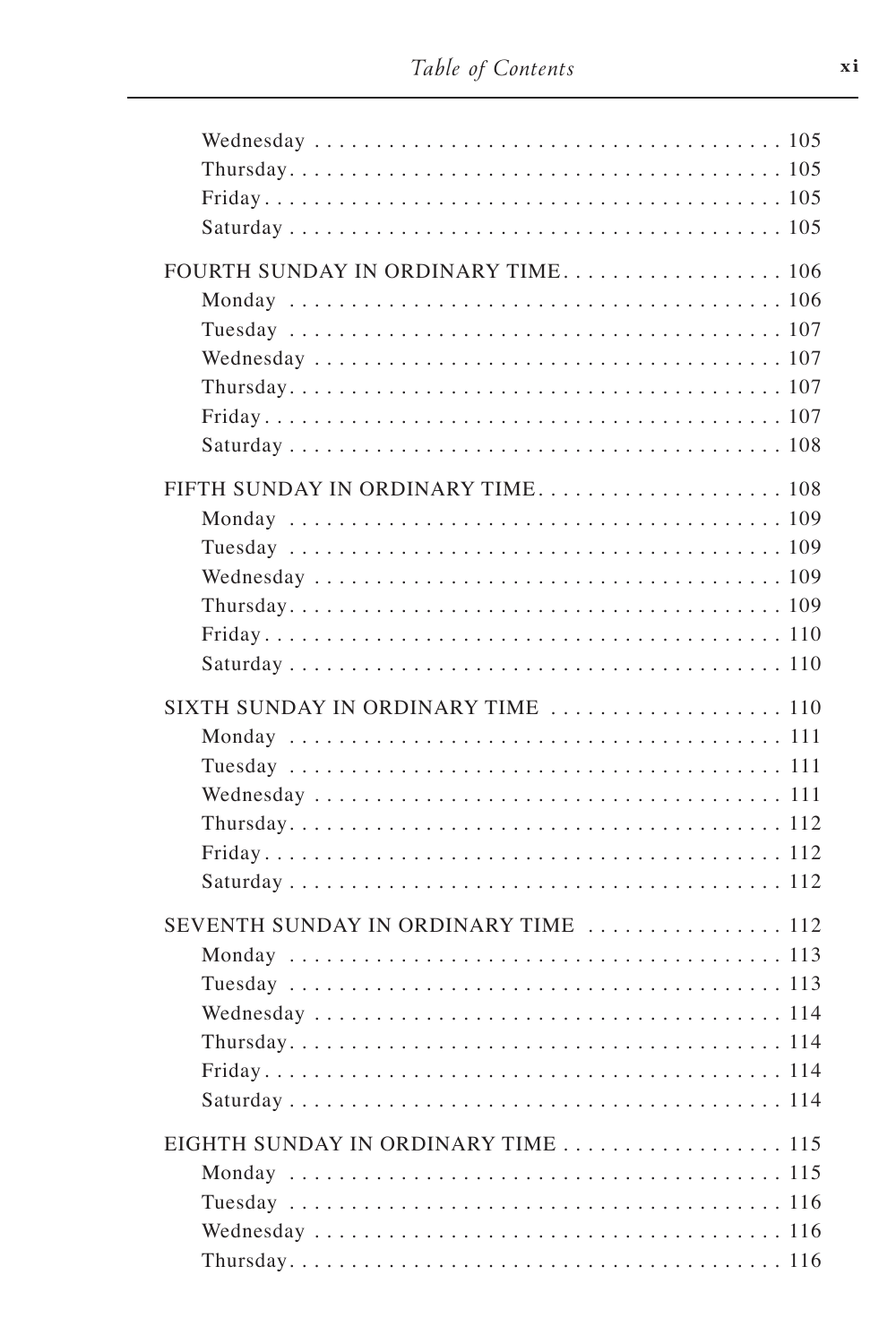Wednesday . . . . . . . . . . . . . . . . . . . . . . . . . . . . . . . . . . . . . 105
Thursday . . . . . . . . . . . . . . . . . . . . . . . . . . . . . . . . . . . . . . 105
Friday . . . . . . . . . . . . . . . . . . . . . . . . . . . . . . . . . . . . . . . . 105
Saturday . . . . . . . . . . . . . . . . . . . . . . . . . . . . . . . . . . . . . . 105

FOURTH SUNDAY IN ORDINARY TIME . . . . . . . . . . . . . . . . . . 106
Monday . . . . . . . . . . . . . . . . . . . . . . . . . . . . . . . . . . . . . . . 106
Tuesday . . . . . . . . . . . . . . . . . . . . . . . . . . . . . . . . . . . . . . . 107
Wednesday . . . . . . . . . . . . . . . . . . . . . . . . . . . . . . . . . . . . . 107
Thursday . . . . . . . . . . . . . . . . . . . . . . . . . . . . . . . . . . . . . . 107
Friday . . . . . . . . . . . . . . . . . . . . . . . . . . . . . . . . . . . . . . . . 107
Saturday . . . . . . . . . . . . . . . . . . . . . . . . . . . . . . . . . . . . . . 108

FIFTH SUNDAY IN ORDINARY TIME . . . . . . . . . . . . . . . . . . . 108
Monday . . . . . . . . . . . . . . . . . . . . . . . . . . . . . . . . . . . . . . . 109
Tuesday . . . . . . . . . . . . . . . . . . . . . . . . . . . . . . . . . . . . . . . 109
Wednesday . . . . . . . . . . . . . . . . . . . . . . . . . . . . . . . . . . . . . 109
Thursday . . . . . . . . . . . . . . . . . . . . . . . . . . . . . . . . . . . . . . 109
Friday . . . . . . . . . . . . . . . . . . . . . . . . . . . . . . . . . . . . . . . . 110
Saturday . . . . . . . . . . . . . . . . . . . . . . . . . . . . . . . . . . . . . . 110

SIXTH SUNDAY IN ORDINARY TIME . . . . . . . . . . . . . . . . . . 110
Monday . . . . . . . . . . . . . . . . . . . . . . . . . . . . . . . . . . . . . . . 111
Tuesday . . . . . . . . . . . . . . . . . . . . . . . . . . . . . . . . . . . . . . . 111
Wednesday . . . . . . . . . . . . . . . . . . . . . . . . . . . . . . . . . . . . . 111
Thursday . . . . . . . . . . . . . . . . . . . . . . . . . . . . . . . . . . . . . . 112
Friday . . . . . . . . . . . . . . . . . . . . . . . . . . . . . . . . . . . . . . . . 112
Saturday . . . . . . . . . . . . . . . . . . . . . . . . . . . . . . . . . . . . . . 112

SEVENTH SUNDAY IN ORDINARY TIME . . . . . . . . . . . . . . . . 112
Monday . . . . . . . . . . . . . . . . . . . . . . . . . . . . . . . . . . . . . . . 113
Tuesday . . . . . . . . . . . . . . . . . . . . . . . . . . . . . . . . . . . . . . . 113
Wednesday . . . . . . . . . . . . . . . . . . . . . . . . . . . . . . . . . . . . . 114
Thursday . . . . . . . . . . . . . . . . . . . . . . . . . . . . . . . . . . . . . . 114
Friday . . . . . . . . . . . . . . . . . . . . . . . . . . . . . . . . . . . . . . . . 114
Saturday . . . . . . . . . . . . . . . . . . . . . . . . . . . . . . . . . . . . . . 114

EIGHTH SUNDAY IN ORDINARY TIME . . . . . . . . . . . . . . . . . . 115
Monday . . . . . . . . . . . . . . . . . . . . . . . . . . . . . . . . . . . . . . . 115
Tuesday . . . . . . . . . . . . . . . . . . . . . . . . . . . . . . . . . . . . . . . 116
Wednesday . . . . . . . . . . . . . . . . . . . . . . . . . . . . . . . . . . . . . 116
Thursday . . . . . . . . . . . . . . . . . . . . . . . . . . . . . . . . . . . . . . 116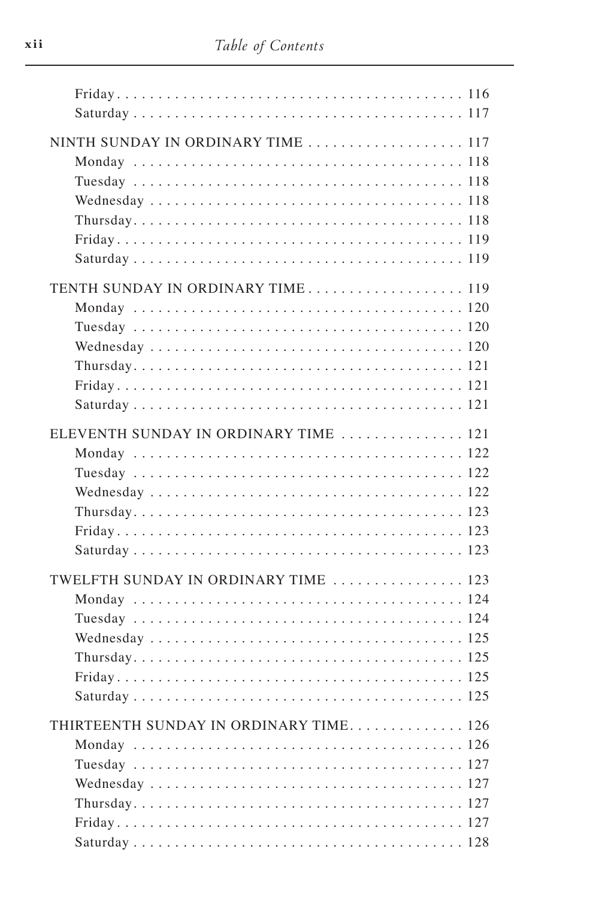Friday . . . . . . . . . . . . . . . . . . . . . . . . . . . . . . . . . . . . . . . . 116
Saturday . . . . . . . . . . . . . . . . . . . . . . . . . . . . . . . . . . . . . . 117

NINTH SUNDAY IN ORDINARY TIME . . . . . . . . . . . . . . . . . . . 117
Monday . . . . . . . . . . . . . . . . . . . . . . . . . . . . . . . . . . . . . . 118
Tuesday . . . . . . . . . . . . . . . . . . . . . . . . . . . . . . . . . . . . . . 118
Wednesday . . . . . . . . . . . . . . . . . . . . . . . . . . . . . . . . . . . . 118
Thursday. . . . . . . . . . . . . . . . . . . . . . . . . . . . . . . . . . . . . . 118
Friday . . . . . . . . . . . . . . . . . . . . . . . . . . . . . . . . . . . . . . . . 119
Saturday . . . . . . . . . . . . . . . . . . . . . . . . . . . . . . . . . . . . . . 119

TENTH SUNDAY IN ORDINARY TIME . . . . . . . . . . . . . . . . . . . 119
Monday . . . . . . . . . . . . . . . . . . . . . . . . . . . . . . . . . . . . . . 120
Tuesday . . . . . . . . . . . . . . . . . . . . . . . . . . . . . . . . . . . . . . 120
Wednesday . . . . . . . . . . . . . . . . . . . . . . . . . . . . . . . . . . . . 120
Thursday. . . . . . . . . . . . . . . . . . . . . . . . . . . . . . . . . . . . . . 121
Friday . . . . . . . . . . . . . . . . . . . . . . . . . . . . . . . . . . . . . . . . 121
Saturday . . . . . . . . . . . . . . . . . . . . . . . . . . . . . . . . . . . . . . 121

ELEVENTH SUNDAY IN ORDINARY TIME . . . . . . . . . . . . . . . 121
Monday . . . . . . . . . . . . . . . . . . . . . . . . . . . . . . . . . . . . . . 122
Tuesday . . . . . . . . . . . . . . . . . . . . . . . . . . . . . . . . . . . . . . 122
Wednesday . . . . . . . . . . . . . . . . . . . . . . . . . . . . . . . . . . . . 122
Thursday. . . . . . . . . . . . . . . . . . . . . . . . . . . . . . . . . . . . . . 123
Friday . . . . . . . . . . . . . . . . . . . . . . . . . . . . . . . . . . . . . . . . 123
Saturday . . . . . . . . . . . . . . . . . . . . . . . . . . . . . . . . . . . . . . 123

TWELFTH SUNDAY IN ORDINARY TIME . . . . . . . . . . . . . . . . 123
Monday . . . . . . . . . . . . . . . . . . . . . . . . . . . . . . . . . . . . . . 124
Tuesday . . . . . . . . . . . . . . . . . . . . . . . . . . . . . . . . . . . . . . 124
Wednesday . . . . . . . . . . . . . . . . . . . . . . . . . . . . . . . . . . . . 125
Thursday. . . . . . . . . . . . . . . . . . . . . . . . . . . . . . . . . . . . . . 125
Friday . . . . . . . . . . . . . . . . . . . . . . . . . . . . . . . . . . . . . . . . 125
Saturday . . . . . . . . . . . . . . . . . . . . . . . . . . . . . . . . . . . . . . 125

THIRTEENTH SUNDAY IN ORDINARY TIME. . . . . . . . . . . . . . 126
Monday . . . . . . . . . . . . . . . . . . . . . . . . . . . . . . . . . . . . . . 126
Tuesday . . . . . . . . . . . . . . . . . . . . . . . . . . . . . . . . . . . . . . 127
Wednesday . . . . . . . . . . . . . . . . . . . . . . . . . . . . . . . . . . . . 127
Thursday. . . . . . . . . . . . . . . . . . . . . . . . . . . . . . . . . . . . . . 127
Friday . . . . . . . . . . . . . . . . . . . . . . . . . . . . . . . . . . . . . . . . 127
Saturday . . . . . . . . . . . . . . . . . . . . . . . . . . . . . . . . . . . . . . 128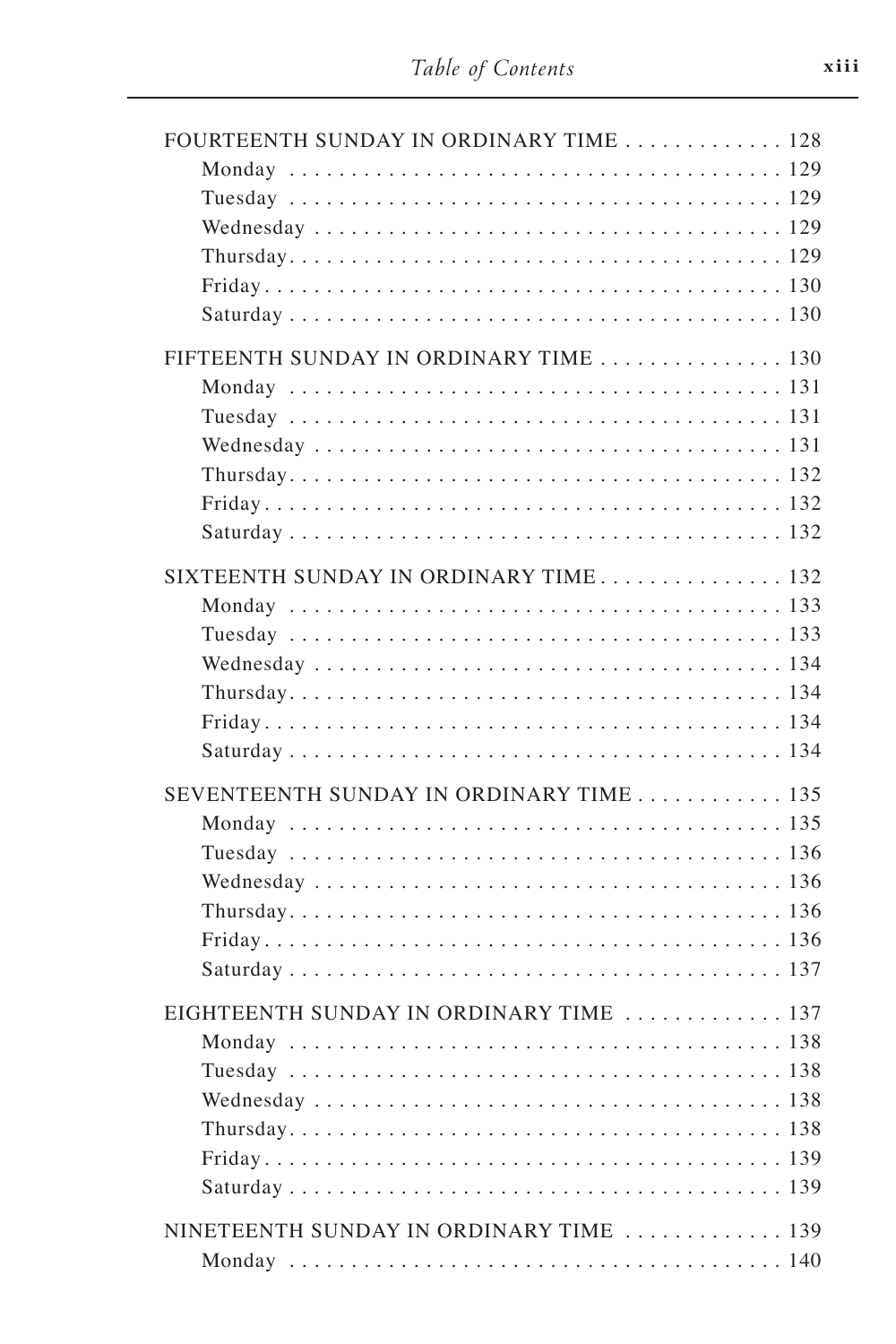FOURTEENTH SUNDAY IN ORDINARY TIME . . . . . . . . . . . . . 128
- Monday . . . . . . . . . . . . . . . . . . . . . . . . . . . . . . . . . . . . . . . 129
- Tuesday . . . . . . . . . . . . . . . . . . . . . . . . . . . . . . . . . . . . . . . 129
- Wednesday . . . . . . . . . . . . . . . . . . . . . . . . . . . . . . . . . . . . . 129
- Thursday. . . . . . . . . . . . . . . . . . . . . . . . . . . . . . . . . . . . . . . 129
- Friday. . . . . . . . . . . . . . . . . . . . . . . . . . . . . . . . . . . . . . . . . 130
- Saturday . . . . . . . . . . . . . . . . . . . . . . . . . . . . . . . . . . . . . . . 130

FIFTEENTH SUNDAY IN ORDINARY TIME . . . . . . . . . . . . . . . 130
- Monday . . . . . . . . . . . . . . . . . . . . . . . . . . . . . . . . . . . . . . . 131
- Tuesday . . . . . . . . . . . . . . . . . . . . . . . . . . . . . . . . . . . . . . . 131
- Wednesday . . . . . . . . . . . . . . . . . . . . . . . . . . . . . . . . . . . . . 131
- Thursday. . . . . . . . . . . . . . . . . . . . . . . . . . . . . . . . . . . . . . . 132
- Friday. . . . . . . . . . . . . . . . . . . . . . . . . . . . . . . . . . . . . . . . . 132
- Saturday . . . . . . . . . . . . . . . . . . . . . . . . . . . . . . . . . . . . . . . 132

SIXTEENTH SUNDAY IN ORDINARY TIME . . . . . . . . . . . . . . . 132
- Monday . . . . . . . . . . . . . . . . . . . . . . . . . . . . . . . . . . . . . . . 133
- Tuesday . . . . . . . . . . . . . . . . . . . . . . . . . . . . . . . . . . . . . . . 133
- Wednesday . . . . . . . . . . . . . . . . . . . . . . . . . . . . . . . . . . . . . 134
- Thursday. . . . . . . . . . . . . . . . . . . . . . . . . . . . . . . . . . . . . . . 134
- Friday. . . . . . . . . . . . . . . . . . . . . . . . . . . . . . . . . . . . . . . . . 134
- Saturday . . . . . . . . . . . . . . . . . . . . . . . . . . . . . . . . . . . . . . . 134

SEVENTEENTH SUNDAY IN ORDINARY TIME . . . . . . . . . . . . 135
- Monday . . . . . . . . . . . . . . . . . . . . . . . . . . . . . . . . . . . . . . . 135
- Tuesday . . . . . . . . . . . . . . . . . . . . . . . . . . . . . . . . . . . . . . . 136
- Wednesday . . . . . . . . . . . . . . . . . . . . . . . . . . . . . . . . . . . . . 136
- Thursday. . . . . . . . . . . . . . . . . . . . . . . . . . . . . . . . . . . . . . . 136
- Friday. . . . . . . . . . . . . . . . . . . . . . . . . . . . . . . . . . . . . . . . . 136
- Saturday . . . . . . . . . . . . . . . . . . . . . . . . . . . . . . . . . . . . . . . 137

EIGHTEENTH SUNDAY IN ORDINARY TIME . . . . . . . . . . . . . 137
- Monday . . . . . . . . . . . . . . . . . . . . . . . . . . . . . . . . . . . . . . . 138
- Tuesday . . . . . . . . . . . . . . . . . . . . . . . . . . . . . . . . . . . . . . . 138
- Wednesday . . . . . . . . . . . . . . . . . . . . . . . . . . . . . . . . . . . . . 138
- Thursday. . . . . . . . . . . . . . . . . . . . . . . . . . . . . . . . . . . . . . . 138
- Friday. . . . . . . . . . . . . . . . . . . . . . . . . . . . . . . . . . . . . . . . . 139
- Saturday . . . . . . . . . . . . . . . . . . . . . . . . . . . . . . . . . . . . . . . 139

NINETEENTH SUNDAY IN ORDINARY TIME . . . . . . . . . . . . . 139
- Monday . . . . . . . . . . . . . . . . . . . . . . . . . . . . . . . . . . . . . . . 140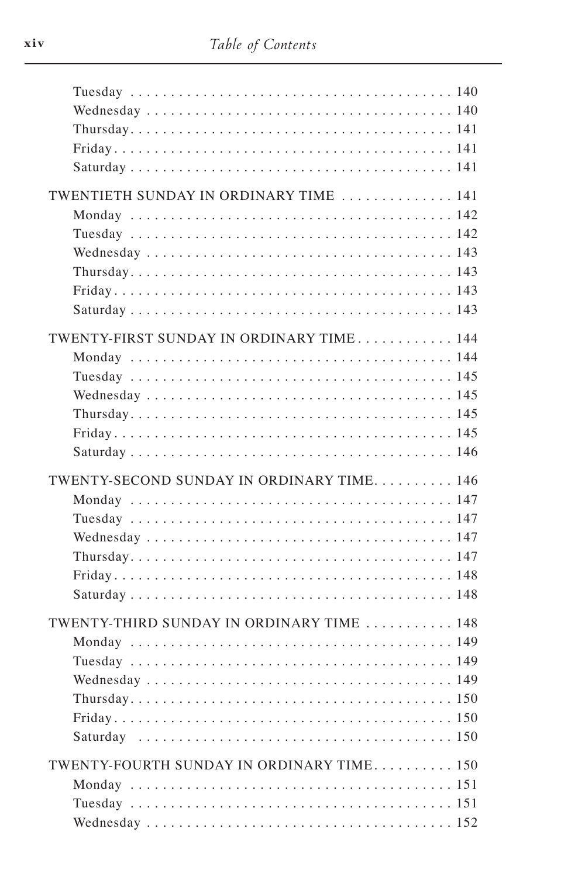Tuesday . . . . . . . . . . . . . . . . . . . . . . . . . . . . . . . . . . . . . . 140
Wednesday . . . . . . . . . . . . . . . . . . . . . . . . . . . . . . . . . . . . 140
Thursday. . . . . . . . . . . . . . . . . . . . . . . . . . . . . . . . . . . . . . 141
Friday . . . . . . . . . . . . . . . . . . . . . . . . . . . . . . . . . . . . . . . . 141
Saturday . . . . . . . . . . . . . . . . . . . . . . . . . . . . . . . . . . . . . 141

TWENTIETH SUNDAY IN ORDINARY TIME . . . . . . . . . . . . . . 141
Monday . . . . . . . . . . . . . . . . . . . . . . . . . . . . . . . . . . . . . . 142
Tuesday . . . . . . . . . . . . . . . . . . . . . . . . . . . . . . . . . . . . . . 142
Wednesday . . . . . . . . . . . . . . . . . . . . . . . . . . . . . . . . . . . . 143
Thursday. . . . . . . . . . . . . . . . . . . . . . . . . . . . . . . . . . . . . . 143
Friday . . . . . . . . . . . . . . . . . . . . . . . . . . . . . . . . . . . . . . . . 143
Saturday . . . . . . . . . . . . . . . . . . . . . . . . . . . . . . . . . . . . . 143

TWENTY-FIRST SUNDAY IN ORDINARY TIME . . . . . . . . . . . . 144
Monday . . . . . . . . . . . . . . . . . . . . . . . . . . . . . . . . . . . . . . 144
Tuesday . . . . . . . . . . . . . . . . . . . . . . . . . . . . . . . . . . . . . . 145
Wednesday . . . . . . . . . . . . . . . . . . . . . . . . . . . . . . . . . . . . 145
Thursday. . . . . . . . . . . . . . . . . . . . . . . . . . . . . . . . . . . . . . 145
Friday . . . . . . . . . . . . . . . . . . . . . . . . . . . . . . . . . . . . . . . . 145
Saturday . . . . . . . . . . . . . . . . . . . . . . . . . . . . . . . . . . . . . 146

TWENTY-SECOND SUNDAY IN ORDINARY TIME. . . . . . . . . . . 146
Monday . . . . . . . . . . . . . . . . . . . . . . . . . . . . . . . . . . . . . . 147
Tuesday . . . . . . . . . . . . . . . . . . . . . . . . . . . . . . . . . . . . . . 147
Wednesday . . . . . . . . . . . . . . . . . . . . . . . . . . . . . . . . . . . . 147
Thursday. . . . . . . . . . . . . . . . . . . . . . . . . . . . . . . . . . . . . . 147
Friday . . . . . . . . . . . . . . . . . . . . . . . . . . . . . . . . . . . . . . . . 148
Saturday . . . . . . . . . . . . . . . . . . . . . . . . . . . . . . . . . . . . . 148

TWENTY-THIRD SUNDAY IN ORDINARY TIME . . . . . . . . . . . 148
Monday . . . . . . . . . . . . . . . . . . . . . . . . . . . . . . . . . . . . . . 149
Tuesday . . . . . . . . . . . . . . . . . . . . . . . . . . . . . . . . . . . . . . 149
Wednesday . . . . . . . . . . . . . . . . . . . . . . . . . . . . . . . . . . . . 149
Thursday. . . . . . . . . . . . . . . . . . . . . . . . . . . . . . . . . . . . . . 150
Friday . . . . . . . . . . . . . . . . . . . . . . . . . . . . . . . . . . . . . . . . 150
Saturday . . . . . . . . . . . . . . . . . . . . . . . . . . . . . . . . . . . . . 150

TWENTY-FOURTH SUNDAY IN ORDINARY TIME. . . . . . . . . . 150
Monday . . . . . . . . . . . . . . . . . . . . . . . . . . . . . . . . . . . . . . 151
Tuesday . . . . . . . . . . . . . . . . . . . . . . . . . . . . . . . . . . . . . . 151
Wednesday . . . . . . . . . . . . . . . . . . . . . . . . . . . . . . . . . . . . 152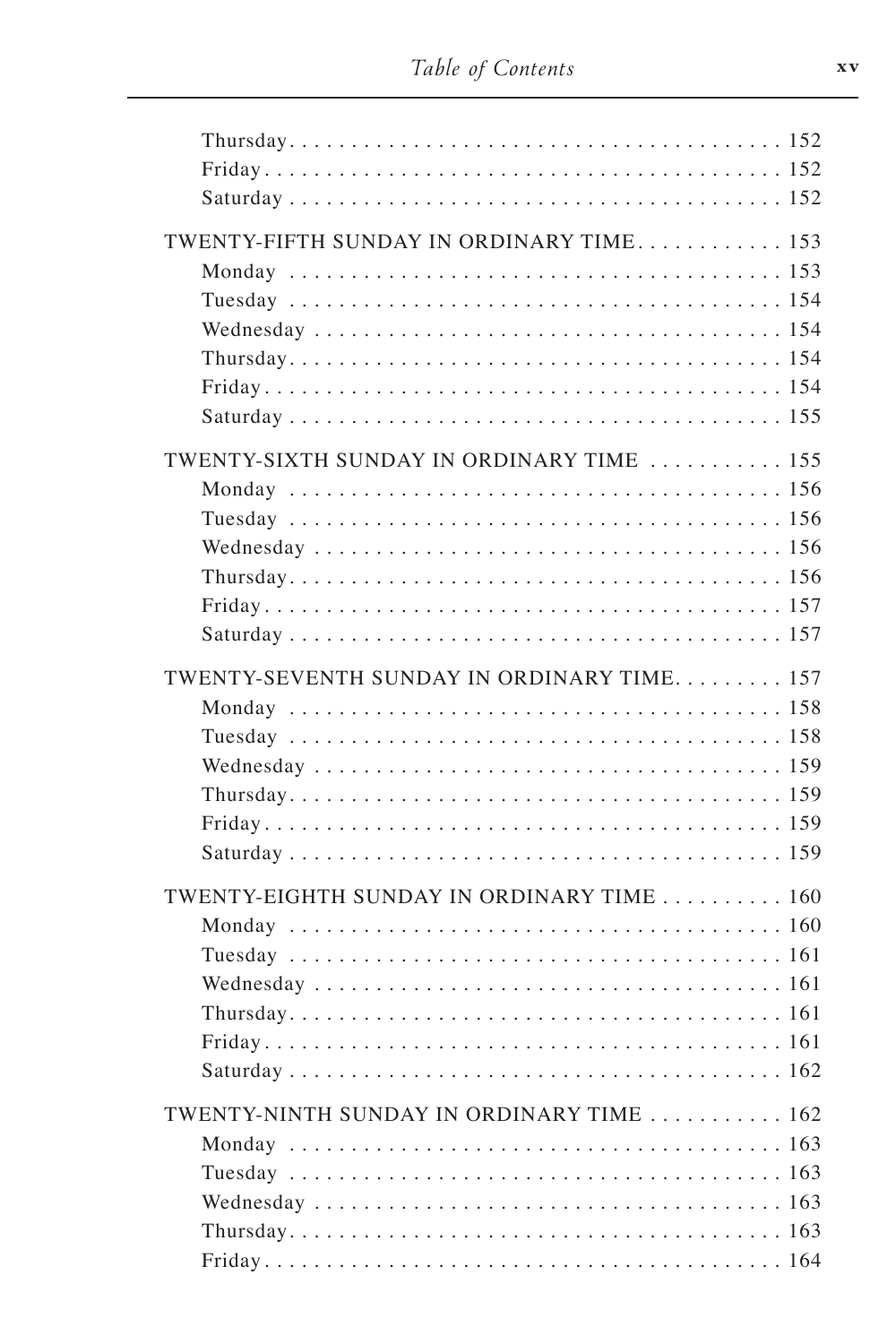Thursday . . . . . . . . . . . . . . . . . . . . . . . . . . . . . . . . . . . . . . 152
Friday . . . . . . . . . . . . . . . . . . . . . . . . . . . . . . . . . . . . . . . 152
Saturday . . . . . . . . . . . . . . . . . . . . . . . . . . . . . . . . . . . . . . 152

TWENTY-FIFTH SUNDAY IN ORDINARY TIME . . . . . . . . . . . . 153
Monday . . . . . . . . . . . . . . . . . . . . . . . . . . . . . . . . . . . . . . . 153
Tuesday . . . . . . . . . . . . . . . . . . . . . . . . . . . . . . . . . . . . . . . 154
Wednesday . . . . . . . . . . . . . . . . . . . . . . . . . . . . . . . . . . . . 154
Thursday . . . . . . . . . . . . . . . . . . . . . . . . . . . . . . . . . . . . . . 154
Friday . . . . . . . . . . . . . . . . . . . . . . . . . . . . . . . . . . . . . . . 154
Saturday . . . . . . . . . . . . . . . . . . . . . . . . . . . . . . . . . . . . . . 155

TWENTY-SIXTH SUNDAY IN ORDINARY TIME . . . . . . . . . . . 155
Monday . . . . . . . . . . . . . . . . . . . . . . . . . . . . . . . . . . . . . . . 156
Tuesday . . . . . . . . . . . . . . . . . . . . . . . . . . . . . . . . . . . . . . . 156
Wednesday . . . . . . . . . . . . . . . . . . . . . . . . . . . . . . . . . . . . 156
Thursday . . . . . . . . . . . . . . . . . . . . . . . . . . . . . . . . . . . . . . 156
Friday . . . . . . . . . . . . . . . . . . . . . . . . . . . . . . . . . . . . . . . 157
Saturday . . . . . . . . . . . . . . . . . . . . . . . . . . . . . . . . . . . . . . 157

TWENTY-SEVENTH SUNDAY IN ORDINARY TIME . . . . . . . . . 157
Monday . . . . . . . . . . . . . . . . . . . . . . . . . . . . . . . . . . . . . . . 158
Tuesday . . . . . . . . . . . . . . . . . . . . . . . . . . . . . . . . . . . . . . . 158
Wednesday . . . . . . . . . . . . . . . . . . . . . . . . . . . . . . . . . . . . 159
Thursday . . . . . . . . . . . . . . . . . . . . . . . . . . . . . . . . . . . . . . 159
Friday . . . . . . . . . . . . . . . . . . . . . . . . . . . . . . . . . . . . . . . 159
Saturday . . . . . . . . . . . . . . . . . . . . . . . . . . . . . . . . . . . . . . 159

TWENTY-EIGHTH SUNDAY IN ORDINARY TIME . . . . . . . . . . 160
Monday . . . . . . . . . . . . . . . . . . . . . . . . . . . . . . . . . . . . . . . 160
Tuesday . . . . . . . . . . . . . . . . . . . . . . . . . . . . . . . . . . . . . . . 161
Wednesday . . . . . . . . . . . . . . . . . . . . . . . . . . . . . . . . . . . . 161
Thursday . . . . . . . . . . . . . . . . . . . . . . . . . . . . . . . . . . . . . . 161
Friday . . . . . . . . . . . . . . . . . . . . . . . . . . . . . . . . . . . . . . . 161
Saturday . . . . . . . . . . . . . . . . . . . . . . . . . . . . . . . . . . . . . . 162

TWENTY-NINTH SUNDAY IN ORDINARY TIME . . . . . . . . . . . 162
Monday . . . . . . . . . . . . . . . . . . . . . . . . . . . . . . . . . . . . . . . 163
Tuesday . . . . . . . . . . . . . . . . . . . . . . . . . . . . . . . . . . . . . . . 163
Wednesday . . . . . . . . . . . . . . . . . . . . . . . . . . . . . . . . . . . . 163
Thursday . . . . . . . . . . . . . . . . . . . . . . . . . . . . . . . . . . . . . . 163
Friday . . . . . . . . . . . . . . . . . . . . . . . . . . . . . . . . . . . . . . . 164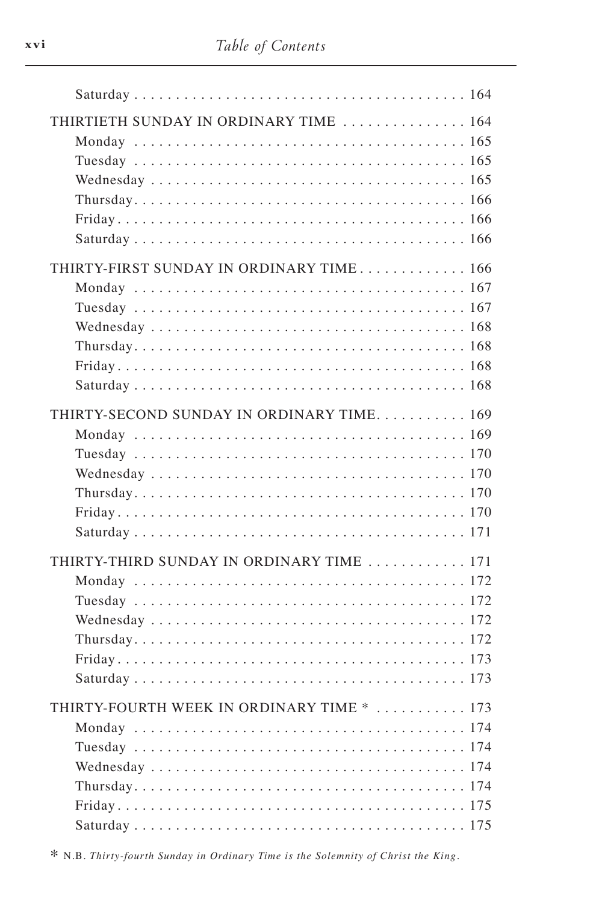Saturday . . . . . . . . . . . . . . . . . . . . . . . . . . . . . . . . . . . . . . . . 164

THIRTIETH SUNDAY IN ORDINARY TIME . . . . . . . . . . . . . . . 164

Monday . . . . . . . . . . . . . . . . . . . . . . . . . . . . . . . . . . . . . . . . 165

Tuesday . . . . . . . . . . . . . . . . . . . . . . . . . . . . . . . . . . . . . . . . 165

Wednesday . . . . . . . . . . . . . . . . . . . . . . . . . . . . . . . . . . . . . 165

Thursday. . . . . . . . . . . . . . . . . . . . . . . . . . . . . . . . . . . . . . . 166

Friday . . . . . . . . . . . . . . . . . . . . . . . . . . . . . . . . . . . . . . . . . 166

Saturday . . . . . . . . . . . . . . . . . . . . . . . . . . . . . . . . . . . . . . . 166

THIRTY-FIRST SUNDAY IN ORDINARY TIME . . . . . . . . . . . . . 166

Monday . . . . . . . . . . . . . . . . . . . . . . . . . . . . . . . . . . . . . . . . 167

Tuesday . . . . . . . . . . . . . . . . . . . . . . . . . . . . . . . . . . . . . . . . 167

Wednesday . . . . . . . . . . . . . . . . . . . . . . . . . . . . . . . . . . . . . 168

Thursday. . . . . . . . . . . . . . . . . . . . . . . . . . . . . . . . . . . . . . . 168

Friday . . . . . . . . . . . . . . . . . . . . . . . . . . . . . . . . . . . . . . . . . 168

Saturday . . . . . . . . . . . . . . . . . . . . . . . . . . . . . . . . . . . . . . . 168

THIRTY-SECOND SUNDAY IN ORDINARY TIME. . . . . . . . . . . 169

Monday . . . . . . . . . . . . . . . . . . . . . . . . . . . . . . . . . . . . . . . . 169

Tuesday . . . . . . . . . . . . . . . . . . . . . . . . . . . . . . . . . . . . . . . . 170

Wednesday . . . . . . . . . . . . . . . . . . . . . . . . . . . . . . . . . . . . . 170

Thursday. . . . . . . . . . . . . . . . . . . . . . . . . . . . . . . . . . . . . . . 170

Friday . . . . . . . . . . . . . . . . . . . . . . . . . . . . . . . . . . . . . . . . . 170

Saturday . . . . . . . . . . . . . . . . . . . . . . . . . . . . . . . . . . . . . . . 171

THIRTY-THIRD SUNDAY IN ORDINARY TIME . . . . . . . . . . . . 171

Monday . . . . . . . . . . . . . . . . . . . . . . . . . . . . . . . . . . . . . . . . 172

Tuesday . . . . . . . . . . . . . . . . . . . . . . . . . . . . . . . . . . . . . . . . 172

Wednesday . . . . . . . . . . . . . . . . . . . . . . . . . . . . . . . . . . . . . 172

Thursday. . . . . . . . . . . . . . . . . . . . . . . . . . . . . . . . . . . . . . . 172

Friday . . . . . . . . . . . . . . . . . . . . . . . . . . . . . . . . . . . . . . . . . 173

Saturday . . . . . . . . . . . . . . . . . . . . . . . . . . . . . . . . . . . . . . . 173

THIRTY-FOURTH WEEK IN ORDINARY TIME * . . . . . . . . . . . 173

Monday . . . . . . . . . . . . . . . . . . . . . . . . . . . . . . . . . . . . . . . . 174

Tuesday . . . . . . . . . . . . . . . . . . . . . . . . . . . . . . . . . . . . . . . . 174

Wednesday . . . . . . . . . . . . . . . . . . . . . . . . . . . . . . . . . . . . . 174

Thursday. . . . . . . . . . . . . . . . . . . . . . . . . . . . . . . . . . . . . . . 174

Friday . . . . . . . . . . . . . . . . . . . . . . . . . . . . . . . . . . . . . . . . . 175

Saturday . . . . . . . . . . . . . . . . . . . . . . . . . . . . . . . . . . . . . . . 175

* N.B. *Thirty-fourth Sunday in Ordinary Time is the Solemnity of Christ the King.*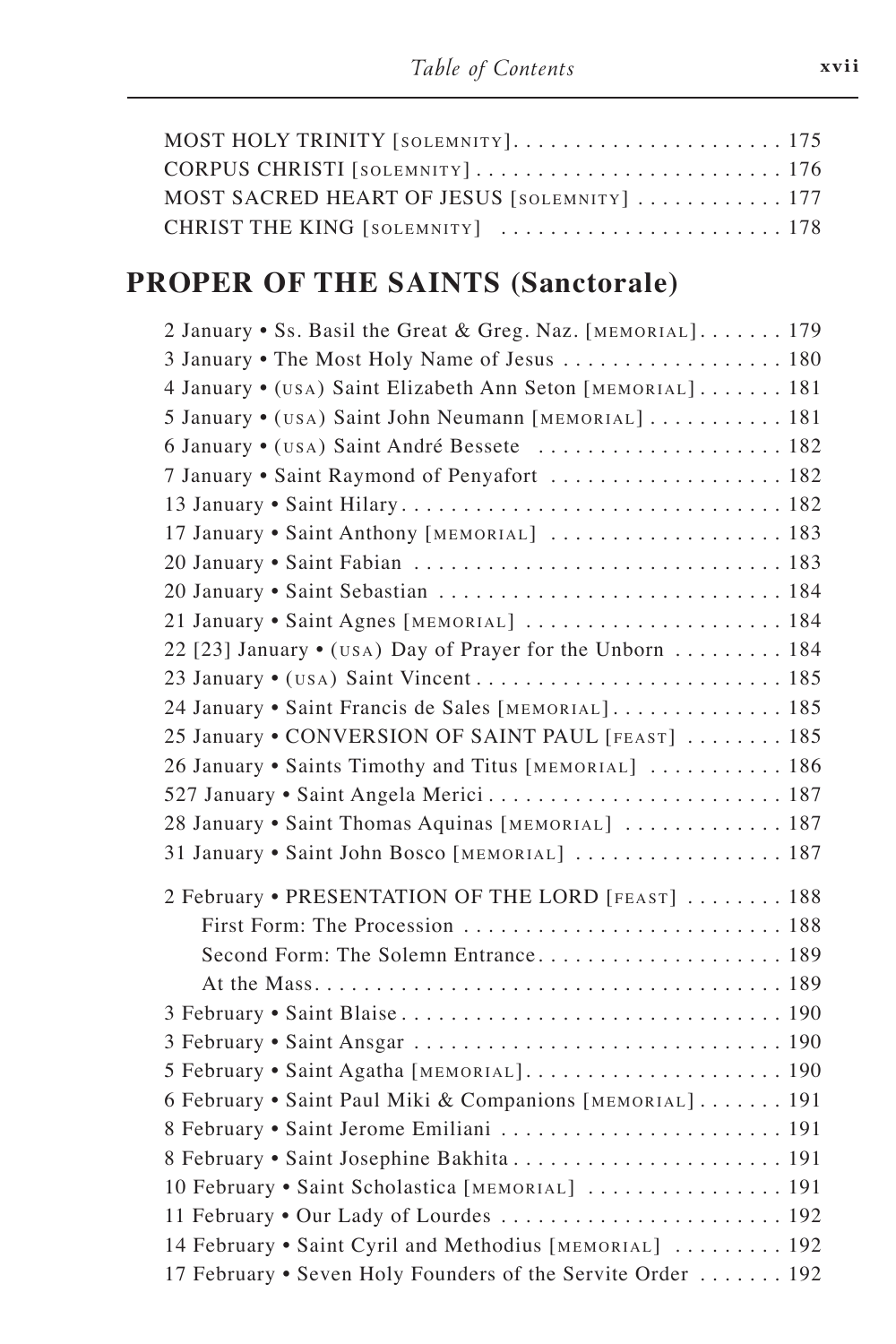MOST HOLY TRINITY [SOLEMNITY] . . . . . . . . . . . . . . . . . . . . . . 175
CORPUS CHRISTI [SOLEMNITY] . . . . . . . . . . . . . . . . . . . . . . . . . 176
MOST SACRED HEART OF JESUS [SOLEMNITY] . . . . . . . . . . . . 177
CHRIST THE KING [SOLEMNITY] . . . . . . . . . . . . . . . . . . . . . . . 178

## PROPER OF THE SAINTS (Sanctorale)

2 January • Ss. Basil the Great & Greg. Naz. [MEMORIAL] . . . . . . . 179
3 January • The Most Holy Name of Jesus . . . . . . . . . . . . . . . . . . 180
4 January • (USA) Saint Elizabeth Ann Seton [MEMORIAL] . . . . . . . 181
5 January • (USA) Saint John Neumann [MEMORIAL] . . . . . . . . . . . 181
6 January • (USA) Saint André Bessete . . . . . . . . . . . . . . . . . . . . 182
7 January • Saint Raymond of Penyafort . . . . . . . . . . . . . . . . . . . 182
13 January • Saint Hilary . . . . . . . . . . . . . . . . . . . . . . . . . . . . . . 182
17 January • Saint Anthony [MEMORIAL] . . . . . . . . . . . . . . . . . . . 183
20 January • Saint Fabian . . . . . . . . . . . . . . . . . . . . . . . . . . . . . 183
20 January • Saint Sebastian . . . . . . . . . . . . . . . . . . . . . . . . . . . 184
21 January • Saint Agnes [MEMORIAL] . . . . . . . . . . . . . . . . . . . . . 184
22 [23] January • (USA) Day of Prayer for the Unborn . . . . . . . . . 184
23 January • (USA) Saint Vincent . . . . . . . . . . . . . . . . . . . . . . . . . 185
24 January • Saint Francis de Sales [MEMORIAL] . . . . . . . . . . . . . . 185
25 January • CONVERSION OF SAINT PAUL [FEAST] . . . . . . . . 185
26 January • Saints Timothy and Titus [MEMORIAL] . . . . . . . . . . . 186
527 January • Saint Angela Merici . . . . . . . . . . . . . . . . . . . . . . . . 187
28 January • Saint Thomas Aquinas [MEMORIAL] . . . . . . . . . . . . . 187
31 January • Saint John Bosco [MEMORIAL] . . . . . . . . . . . . . . . . . 187

2 February • PRESENTATION OF THE LORD [FEAST] . . . . . . . . 188
  First Form: The Procession . . . . . . . . . . . . . . . . . . . . . . . . . . 188
  Second Form: The Solemn Entrance . . . . . . . . . . . . . . . . . . . . 189
  At the Mass . . . . . . . . . . . . . . . . . . . . . . . . . . . . . . . . . . . . . . 189
3 February • Saint Blaise . . . . . . . . . . . . . . . . . . . . . . . . . . . . . . 190
3 February • Saint Ansgar . . . . . . . . . . . . . . . . . . . . . . . . . . . . . . 190
5 February • Saint Agatha [MEMORIAL] . . . . . . . . . . . . . . . . . . . . . 190
6 February • Saint Paul Miki & Companions [MEMORIAL] . . . . . . . 191
8 February • Saint Jerome Emiliani . . . . . . . . . . . . . . . . . . . . . . . 191
8 February • Saint Josephine Bakhita . . . . . . . . . . . . . . . . . . . . . . 191
10 February • Saint Scholastica [MEMORIAL] . . . . . . . . . . . . . . . . 191
11 February • Our Lady of Lourdes . . . . . . . . . . . . . . . . . . . . . . . 192
14 February • Saint Cyril and Methodius [MEMORIAL] . . . . . . . . . 192
17 February • Seven Holy Founders of the Servite Order . . . . . . . 192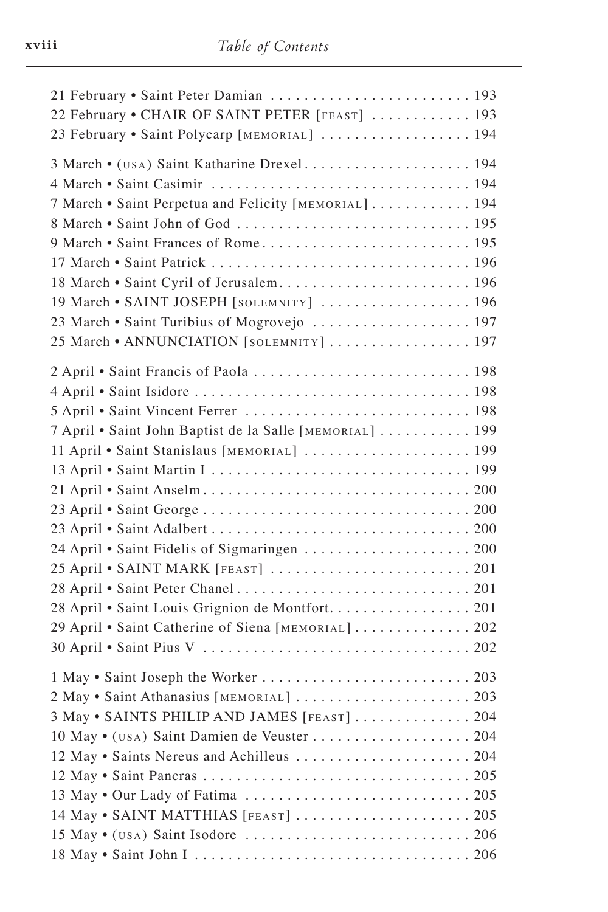21 February • Saint Peter Damian . . . . . . . . . . . . . . . . . . . . . . . . 193
22 February • CHAIR OF SAINT PETER [FEAST] . . . . . . . . . . . . 193
23 February • Saint Polycarp [MEMORIAL] . . . . . . . . . . . . . . . . . . 194

3 March • (USA) Saint Katharine Drexel . . . . . . . . . . . . . . . . . . . . 194
4 March • Saint Casimir . . . . . . . . . . . . . . . . . . . . . . . . . . . . . . . 194
7 March • Saint Perpetua and Felicity [MEMORIAL] . . . . . . . . . . . . 194
8 March • Saint John of God . . . . . . . . . . . . . . . . . . . . . . . . . . . 195
9 March • Saint Frances of Rome . . . . . . . . . . . . . . . . . . . . . . . . . 195
17 March • Saint Patrick . . . . . . . . . . . . . . . . . . . . . . . . . . . . . . . 196
18 March • Saint Cyril of Jerusalem . . . . . . . . . . . . . . . . . . . . . . . 196
19 March • SAINT JOSEPH [SOLEMNITY] . . . . . . . . . . . . . . . . . . 196
23 March • Saint Turibius of Mogrovejo . . . . . . . . . . . . . . . . . . . 197
25 March • ANNUNCIATION [SOLEMNITY] . . . . . . . . . . . . . . . . . 197

2 April • Saint Francis of Paola . . . . . . . . . . . . . . . . . . . . . . . . . . 198
4 April • Saint Isidore . . . . . . . . . . . . . . . . . . . . . . . . . . . . . . . . . 198
5 April • Saint Vincent Ferrer . . . . . . . . . . . . . . . . . . . . . . . . . . . 198
7 April • Saint John Baptist de la Salle [MEMORIAL] . . . . . . . . . . . 199
11 April • Saint Stanislaus [MEMORIAL] . . . . . . . . . . . . . . . . . . . . 199
13 April • Saint Martin I . . . . . . . . . . . . . . . . . . . . . . . . . . . . . . 199
21 April • Saint Anselm . . . . . . . . . . . . . . . . . . . . . . . . . . . . . . . 200
23 April • Saint George . . . . . . . . . . . . . . . . . . . . . . . . . . . . . . . 200
23 April • Saint Adalbert . . . . . . . . . . . . . . . . . . . . . . . . . . . . . . 200
24 April • Saint Fidelis of Sigmaringen . . . . . . . . . . . . . . . . . . . . 200
25 April • SAINT MARK [FEAST] . . . . . . . . . . . . . . . . . . . . . . . . . 201
28 April • Saint Peter Chanel . . . . . . . . . . . . . . . . . . . . . . . . . . . . 201
28 April • Saint Louis Grignion de Montfort. . . . . . . . . . . . . . . . . 201
29 April • Saint Catherine of Siena [MEMORIAL] . . . . . . . . . . . . . . 202
30 April • Saint Pius V . . . . . . . . . . . . . . . . . . . . . . . . . . . . . . . . 202

1 May • Saint Joseph the Worker . . . . . . . . . . . . . . . . . . . . . . . . . 203
2 May • Saint Athanasius [MEMORIAL] . . . . . . . . . . . . . . . . . . . . . 203
3 May • SAINTS PHILIP AND JAMES [FEAST] . . . . . . . . . . . . . . 204
10 May • (USA) Saint Damien de Veuster . . . . . . . . . . . . . . . . . . . 204
12 May • Saints Nereus and Achilleus . . . . . . . . . . . . . . . . . . . . . 204
12 May • Saint Pancras . . . . . . . . . . . . . . . . . . . . . . . . . . . . . . . . 205
13 May • Our Lady of Fatima . . . . . . . . . . . . . . . . . . . . . . . . . . . 205
14 May • SAINT MATTHIAS [FEAST] . . . . . . . . . . . . . . . . . . . . . . 205
15 May • (USA) Saint Isodore . . . . . . . . . . . . . . . . . . . . . . . . . . . 206
18 May • Saint John I . . . . . . . . . . . . . . . . . . . . . . . . . . . . . . . . . 206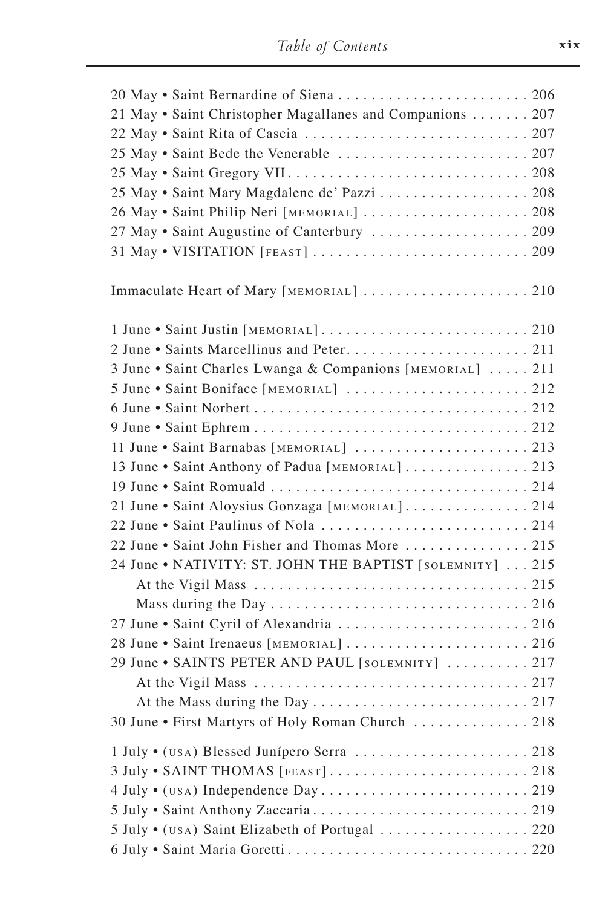20 May • Saint Bernardine of Siena . . . . . . . . . . . . . . . . . . . . . . . 206
21 May • Saint Christopher Magallanes and Companions . . . . . . . 207
22 May • Saint Rita of Cascia . . . . . . . . . . . . . . . . . . . . . . . . . . . 207
25 May • Saint Bede the Venerable . . . . . . . . . . . . . . . . . . . . . . . 207
25 May • Saint Gregory VII . . . . . . . . . . . . . . . . . . . . . . . . . . . . 208
25 May • Saint Mary Magdalene de' Pazzi . . . . . . . . . . . . . . . . . . 208
26 May • Saint Philip Neri [MEMORIAL] . . . . . . . . . . . . . . . . . . . . 208
27 May • Saint Augustine of Canterbury . . . . . . . . . . . . . . . . . . . 209
31 May • VISITATION [FEAST] . . . . . . . . . . . . . . . . . . . . . . . . . . 209

Immaculate Heart of Mary [MEMORIAL] . . . . . . . . . . . . . . . . . . . . 210

1 June • Saint Justin [MEMORIAL] . . . . . . . . . . . . . . . . . . . . . . . . . 210
2 June • Saints Marcellinus and Peter . . . . . . . . . . . . . . . . . . . . . . 211
3 June • Saint Charles Lwanga & Companions [MEMORIAL] . . . . . 211
5 June • Saint Boniface [MEMORIAL] . . . . . . . . . . . . . . . . . . . . . . 212
6 June • Saint Norbert . . . . . . . . . . . . . . . . . . . . . . . . . . . . . . . . 212
9 June • Saint Ephrem . . . . . . . . . . . . . . . . . . . . . . . . . . . . . . . . 212
11 June • Saint Barnabas [MEMORIAL] . . . . . . . . . . . . . . . . . . . . . 213
13 June • Saint Anthony of Padua [MEMORIAL] . . . . . . . . . . . . . . . 213
19 June • Saint Romuald . . . . . . . . . . . . . . . . . . . . . . . . . . . . . . 214
21 June • Saint Aloysius Gonzaga [MEMORIAL] . . . . . . . . . . . . . . . 214
22 June • Saint Paulinus of Nola . . . . . . . . . . . . . . . . . . . . . . . . . 214
22 June • Saint John Fisher and Thomas More . . . . . . . . . . . . . . . 215
24 June • NATIVITY: ST. JOHN THE BAPTIST [SOLEMNITY] . . . 215
    At the Vigil Mass . . . . . . . . . . . . . . . . . . . . . . . . . . . . . . . . 215
    Mass during the Day . . . . . . . . . . . . . . . . . . . . . . . . . . . . . . 216
27 June • Saint Cyril of Alexandria . . . . . . . . . . . . . . . . . . . . . . . 216
28 June • Saint Irenaeus [MEMORIAL] . . . . . . . . . . . . . . . . . . . . . . 216
29 June • SAINTS PETER AND PAUL [SOLEMNITY] . . . . . . . . . . 217
    At the Vigil Mass . . . . . . . . . . . . . . . . . . . . . . . . . . . . . . . . 217
    At the Mass during the Day . . . . . . . . . . . . . . . . . . . . . . . . . 217
30 June • First Martyrs of Holy Roman Church . . . . . . . . . . . . . . 218

1 July • (USA) Blessed Junípero Serra . . . . . . . . . . . . . . . . . . . . . 218
3 July • SAINT THOMAS [FEAST] . . . . . . . . . . . . . . . . . . . . . . . . 218
4 July • (USA) Independence Day . . . . . . . . . . . . . . . . . . . . . . . . . 219
5 July • Saint Anthony Zaccaria . . . . . . . . . . . . . . . . . . . . . . . . . . 219
5 July • (USA) Saint Elizabeth of Portugal . . . . . . . . . . . . . . . . . . 220
6 July • Saint Maria Goretti . . . . . . . . . . . . . . . . . . . . . . . . . . . . 220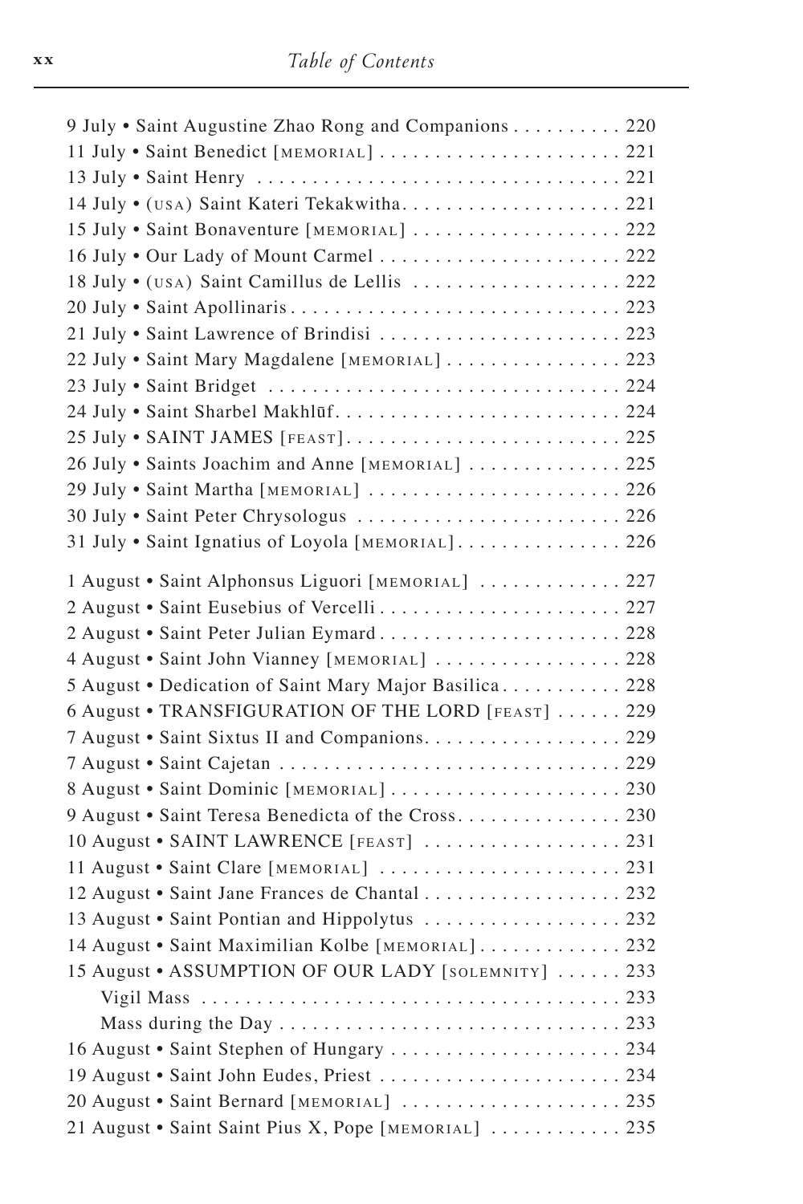9 July • Saint Augustine Zhao Rong and Companions . . . . . . . . . . 220
11 July • Saint Benedict [MEMORIAL] . . . . . . . . . . . . . . . . . . . . . . 221
13 July • Saint Henry . . . . . . . . . . . . . . . . . . . . . . . . . . . . . . . . . 221
14 July • (USA) Saint Kateri Tekakwitha. . . . . . . . . . . . . . . . . . . . 221
15 July • Saint Bonaventure [MEMORIAL] . . . . . . . . . . . . . . . . . . 222
16 July • Our Lady of Mount Carmel . . . . . . . . . . . . . . . . . . . . . . 222
18 July • (USA) Saint Camillus de Lellis . . . . . . . . . . . . . . . . . . . 222
20 July • Saint Apollinaris . . . . . . . . . . . . . . . . . . . . . . . . . . . . . 223
21 July • Saint Lawrence of Brindisi . . . . . . . . . . . . . . . . . . . . . . 223
22 July • Saint Mary Magdalene [MEMORIAL] . . . . . . . . . . . . . . . . 223
23 July • Saint Bridget . . . . . . . . . . . . . . . . . . . . . . . . . . . . . . . 224
24 July • Saint Sharbel Makhlūf. . . . . . . . . . . . . . . . . . . . . . . . . . 224
25 July • SAINT JAMES [FEAST]. . . . . . . . . . . . . . . . . . . . . . . . . 225
26 July • Saints Joachim and Anne [MEMORIAL] . . . . . . . . . . . . . . 225
29 July • Saint Martha [MEMORIAL] . . . . . . . . . . . . . . . . . . . . . . 226
30 July • Saint Peter Chrysologus . . . . . . . . . . . . . . . . . . . . . . . . 226
31 July • Saint Ignatius of Loyola [MEMORIAL]. . . . . . . . . . . . . . . 226

1 August • Saint Alphonsus Liguori [MEMORIAL] . . . . . . . . . . . . . 227
2 August • Saint Eusebius of Vercelli . . . . . . . . . . . . . . . . . . . . . . 227
2 August • Saint Peter Julian Eymard . . . . . . . . . . . . . . . . . . . . . . 228
4 August • Saint John Vianney [MEMORIAL] . . . . . . . . . . . . . . . . . 228
5 August • Dedication of Saint Mary Major Basilica. . . . . . . . . . . 228
6 August • TRANSFIGURATION OF THE LORD [FEAST] . . . . . . 229
7 August • Saint Sixtus II and Companions. . . . . . . . . . . . . . . . . . 229
7 August • Saint Cajetan . . . . . . . . . . . . . . . . . . . . . . . . . . . . . . . 229
8 August • Saint Dominic [MEMORIAL] . . . . . . . . . . . . . . . . . . . . . 230
9 August • Saint Teresa Benedicta of the Cross. . . . . . . . . . . . . . . 230
10 August • SAINT LAWRENCE [FEAST] . . . . . . . . . . . . . . . . . . . 231
11 August • Saint Clare [MEMORIAL] . . . . . . . . . . . . . . . . . . . . . . 231
12 August • Saint Jane Frances de Chantal . . . . . . . . . . . . . . . . . . 232
13 August • Saint Pontian and Hippolytus . . . . . . . . . . . . . . . . . . 232
14 August • Saint Maximilian Kolbe [MEMORIAL] . . . . . . . . . . . . . 232
15 August • ASSUMPTION OF OUR LADY [SOLEMNITY] . . . . . . 233
    Vigil Mass . . . . . . . . . . . . . . . . . . . . . . . . . . . . . . . . . . . . . . 233
    Mass during the Day . . . . . . . . . . . . . . . . . . . . . . . . . . . . . . . 233
16 August • Saint Stephen of Hungary . . . . . . . . . . . . . . . . . . . . . 234
19 August • Saint John Eudes, Priest . . . . . . . . . . . . . . . . . . . . . . 234
20 August • Saint Bernard [MEMORIAL] . . . . . . . . . . . . . . . . . . . . 235
21 August • Saint Saint Pius X, Pope [MEMORIAL] . . . . . . . . . . . . 235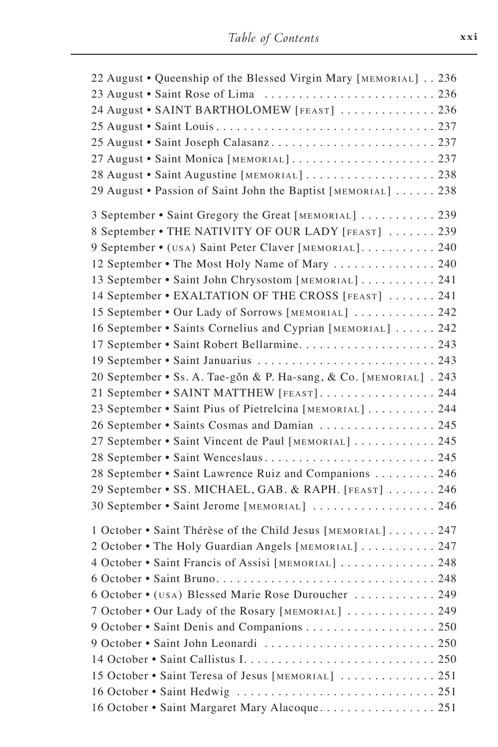22 August • Queenship of the Blessed Virgin Mary [MEMORIAL] . . 236
23 August • Saint Rose of Lima . . . . . . . . . . . . . . . . . . . . . . . . . 236
24 August • SAINT BARTHOLOMEW [FEAST] . . . . . . . . . . . . . . 236
25 August • Saint Louis . . . . . . . . . . . . . . . . . . . . . . . . . . . . . . . . 237
25 August • Saint Joseph Calasanz . . . . . . . . . . . . . . . . . . . . . . . . 237
27 August • Saint Monica [MEMORIAL] . . . . . . . . . . . . . . . . . . . . . 237
28 August • Saint Augustine [MEMORIAL] . . . . . . . . . . . . . . . . . . . 238
29 August • Passion of Saint John the Baptist [MEMORIAL] . . . . . . 238

3 September • Saint Gregory the Great [MEMORIAL] . . . . . . . . . . . 239
8 September • THE NATIVITY OF OUR LADY [FEAST] . . . . . . . 239
9 September • (USA) Saint Peter Claver [MEMORIAL]. . . . . . . . . . . 240
12 September • The Most Holy Name of Mary . . . . . . . . . . . . . . . 240
13 September • Saint John Chrysostom [MEMORIAL] . . . . . . . . . . . 241
14 September • EXALTATION OF THE CROSS [FEAST] . . . . . . . 241
15 September • Our Lady of Sorrows [MEMORIAL] . . . . . . . . . . . . 242
16 September • Saints Cornelius and Cyprian [MEMORIAL] . . . . . . 242
17 September • Saint Robert Bellarmine. . . . . . . . . . . . . . . . . . . . 243
19 September • Saint Januarius . . . . . . . . . . . . . . . . . . . . . . . . . . 243
20 September • Ss. A. Tae-gŏn & P. Ha-sang, & Co. [MEMORIAL] . 243
21 September • SAINT MATTHEW [FEAST]. . . . . . . . . . . . . . . . . 244
23 September • Saint Pius of Pietrelcina [MEMORIAL] . . . . . . . . . . 244
26 September • Saints Cosmas and Damian . . . . . . . . . . . . . . . . . 245
27 September • Saint Vincent de Paul [MEMORIAL] . . . . . . . . . . . . 245
28 September • Saint Wenceslaus . . . . . . . . . . . . . . . . . . . . . . . . . 245
28 September • Saint Lawrence Ruiz and Companions . . . . . . . . . 246
29 September • SS. MICHAEL, GAB. & RAPH. [FEAST] . . . . . . . 246
30 September • Saint Jerome [MEMORIAL] . . . . . . . . . . . . . . . . . . 246

1 October • Saint Thérèse of the Child Jesus [MEMORIAL] . . . . . . . 247
2 October • The Holy Guardian Angels [MEMORIAL] . . . . . . . . . . . 247
4 October • Saint Francis of Assisi [MEMORIAL] . . . . . . . . . . . . . . 248
6 October • Saint Bruno. . . . . . . . . . . . . . . . . . . . . . . . . . . . . . . . 248
6 October • (USA) Blessed Marie Rose Durocher . . . . . . . . . . . . 249
7 October • Our Lady of the Rosary [MEMORIAL] . . . . . . . . . . . . . 249
9 October • Saint Denis and Companions . . . . . . . . . . . . . . . . . . . 250
9 October • Saint John Leonardi . . . . . . . . . . . . . . . . . . . . . . . . . 250
14 October • Saint Callistus I. . . . . . . . . . . . . . . . . . . . . . . . . . . . 250
15 October • Saint Teresa of Jesus [MEMORIAL] . . . . . . . . . . . . . . 251
16 October • Saint Hedwig . . . . . . . . . . . . . . . . . . . . . . . . . . . . . 251
16 October • Saint Margaret Mary Alacoque. . . . . . . . . . . . . . . . . 251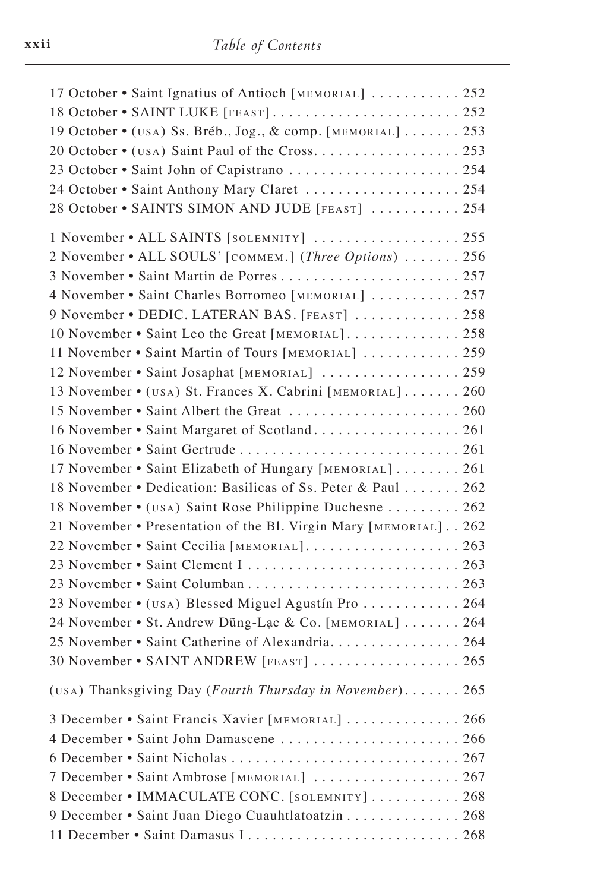17 October • Saint Ignatius of Antioch [MEMORIAL] . . . . . . . . . . . 252
18 October • SAINT LUKE [FEAST] . . . . . . . . . . . . . . . . . . . . . . . 252
19 October • (USA) Ss. Bréb., Jog., & comp. [MEMORIAL] . . . . . . . 253
20 October • (USA) Saint Paul of the Cross. . . . . . . . . . . . . . . . . . 253
23 October • Saint John of Capistrano . . . . . . . . . . . . . . . . . . . . . 254
24 October • Saint Anthony Mary Claret . . . . . . . . . . . . . . . . . . . 254
28 October • SAINTS SIMON AND JUDE [FEAST] . . . . . . . . . . . 254

1 November • ALL SAINTS [SOLEMNITY] . . . . . . . . . . . . . . . . . . 255
2 November • ALL SOULS' [COMMEM.] (*Three Options*) . . . . . . . 256
3 November • Saint Martin de Porres . . . . . . . . . . . . . . . . . . . . . . 257
4 November • Saint Charles Borromeo [MEMORIAL] . . . . . . . . . . . 257
9 November • DEDIC. LATERAN BAS. [FEAST] . . . . . . . . . . . . . 258
10 November • Saint Leo the Great [MEMORIAL] . . . . . . . . . . . . . . 258
11 November • Saint Martin of Tours [MEMORIAL] . . . . . . . . . . . . 259
12 November • Saint Josaphat [MEMORIAL] . . . . . . . . . . . . . . . . . 259
13 November • (USA) St. Frances X. Cabrini [MEMORIAL] . . . . . . . 260
15 November • Saint Albert the Great . . . . . . . . . . . . . . . . . . . . . 260
16 November • Saint Margaret of Scotland . . . . . . . . . . . . . . . . . . 261
16 November • Saint Gertrude . . . . . . . . . . . . . . . . . . . . . . . . . . . 261
17 November • Saint Elizabeth of Hungary [MEMORIAL] . . . . . . . . 261
18 November • Dedication: Basilicas of Ss. Peter & Paul . . . . . . . 262
18 November • (USA) Saint Rose Philippine Duchesne . . . . . . . . . 262
21 November • Presentation of the Bl. Virgin Mary [MEMORIAL] . . 262
22 November • Saint Cecilia [MEMORIAL] . . . . . . . . . . . . . . . . . . . 263
23 November • Saint Clement I . . . . . . . . . . . . . . . . . . . . . . . . . . 263
23 November • Saint Columban . . . . . . . . . . . . . . . . . . . . . . . . . . 263
23 November • (USA) Blessed Miguel Agustín Pro . . . . . . . . . . . . 264
24 November • St. Andrew Dũng-Lạc & Co. [MEMORIAL] . . . . . . . 264
25 November • Saint Catherine of Alexandria . . . . . . . . . . . . . . . . 264
30 November • SAINT ANDREW [FEAST] . . . . . . . . . . . . . . . . . . 265

(USA) Thanksgiving Day (*Fourth Thursday in November*) . . . . . . . 265

3 December • Saint Francis Xavier [MEMORIAL] . . . . . . . . . . . . . . 266
4 December • Saint John Damascene . . . . . . . . . . . . . . . . . . . . . . 266
6 December • Saint Nicholas . . . . . . . . . . . . . . . . . . . . . . . . . . . . 267
7 December • Saint Ambrose [MEMORIAL] . . . . . . . . . . . . . . . . . . 267
8 December • IMMACULATE CONC. [SOLEMNITY] . . . . . . . . . . . 268
9 December • Saint Juan Diego Cuauhtlatoatzin . . . . . . . . . . . . . . 268
11 December • Saint Damasus I . . . . . . . . . . . . . . . . . . . . . . . . . . 268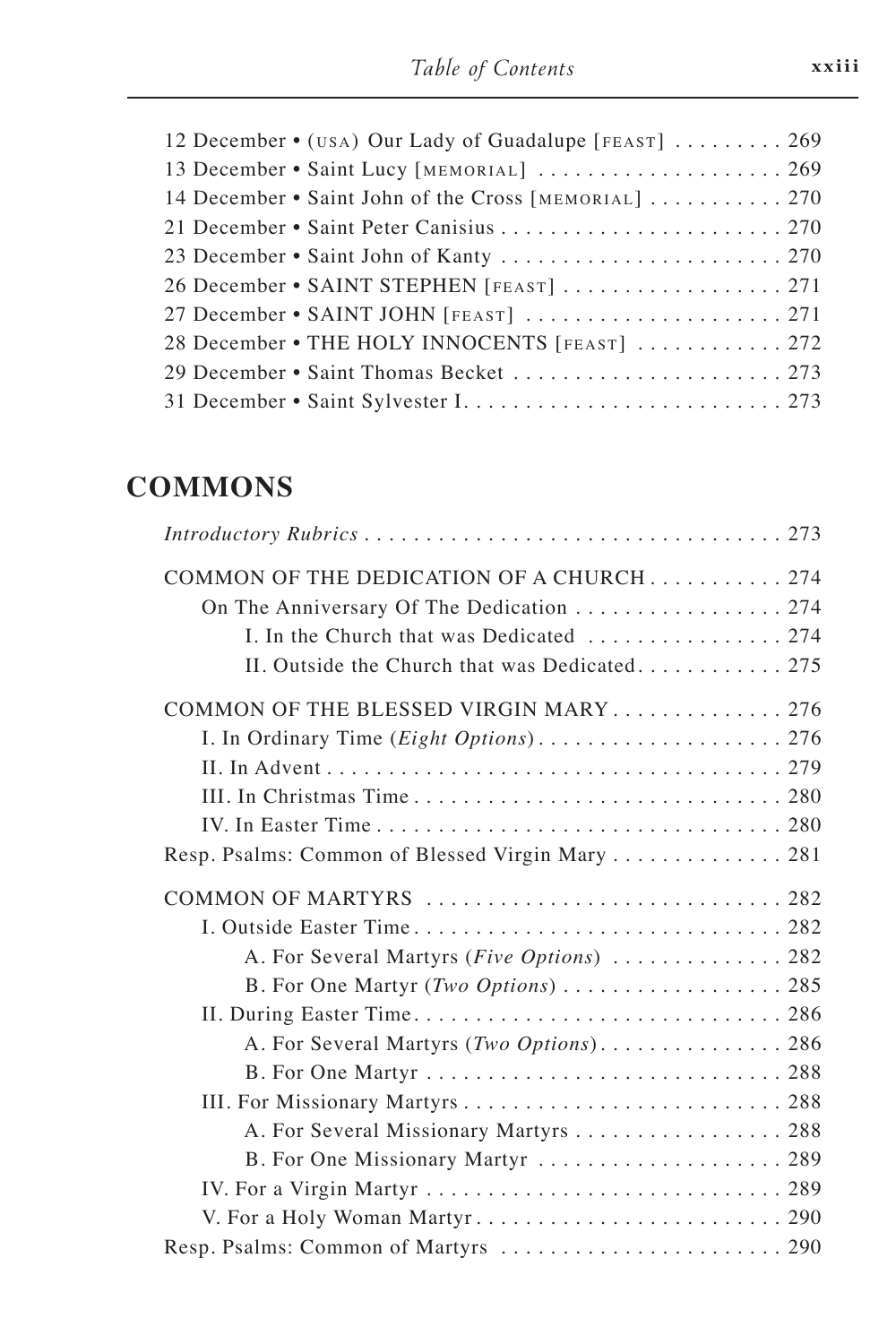12 December • (USA) Our Lady of Guadalupe [FEAST] . . . . . . . . . 269
13 December • Saint Lucy [MEMORIAL] . . . . . . . . . . . . . . . . . . . . 269
14 December • Saint John of the Cross [MEMORIAL] . . . . . . . . . . . 270
21 December • Saint Peter Canisius . . . . . . . . . . . . . . . . . . . . . . . 270
23 December • Saint John of Kanty . . . . . . . . . . . . . . . . . . . . . . . 270
26 December • SAINT STEPHEN [FEAST] . . . . . . . . . . . . . . . . . . 271
27 December • SAINT JOHN [FEAST] . . . . . . . . . . . . . . . . . . . . . 271
28 December • THE HOLY INNOCENTS [FEAST] . . . . . . . . . . . . 272
29 December • Saint Thomas Becket . . . . . . . . . . . . . . . . . . . . . . 273
31 December • Saint Sylvester I. . . . . . . . . . . . . . . . . . . . . . . . . . 273

## COMMONS

*Introductory Rubrics* . . . . . . . . . . . . . . . . . . . . . . . . . . . . . . . . . . . 273

COMMON OF THE DEDICATION OF A CHURCH . . . . . . . . . . . 274
- On The Anniversary Of The Dedication . . . . . . . . . . . . . . . . . 274
  - I. In the Church that was Dedicated . . . . . . . . . . . . . . . . 274
  - II. Outside the Church that was Dedicated. . . . . . . . . . . . 275

COMMON OF THE BLESSED VIRGIN MARY . . . . . . . . . . . . . . 276
- I. In Ordinary Time (*Eight Options*) . . . . . . . . . . . . . . . . . . . . 276
- II. In Advent . . . . . . . . . . . . . . . . . . . . . . . . . . . . . . . . . . . . . 279
- III. In Christmas Time . . . . . . . . . . . . . . . . . . . . . . . . . . . . . . 280
- IV. In Easter Time . . . . . . . . . . . . . . . . . . . . . . . . . . . . . . . . . 280

Resp. Psalms: Common of Blessed Virgin Mary . . . . . . . . . . . . . . 281

COMMON OF MARTYRS . . . . . . . . . . . . . . . . . . . . . . . . . . . . . 282
- I. Outside Easter Time . . . . . . . . . . . . . . . . . . . . . . . . . . . . . . 282
  - A. For Several Martyrs (*Five Options*) . . . . . . . . . . . . . . 282
  - B. For One Martyr (*Two Options*) . . . . . . . . . . . . . . . . . . 285
- II. During Easter Time. . . . . . . . . . . . . . . . . . . . . . . . . . . . . . 286
  - A. For Several Martyrs (*Two Options*). . . . . . . . . . . . . . . 286
  - B. For One Martyr . . . . . . . . . . . . . . . . . . . . . . . . . . . . . 288
- III. For Missionary Martyrs . . . . . . . . . . . . . . . . . . . . . . . . . . 288
  - A. For Several Missionary Martyrs . . . . . . . . . . . . . . . . . 288
  - B. For One Missionary Martyr . . . . . . . . . . . . . . . . . . . . 289
- IV. For a Virgin Martyr . . . . . . . . . . . . . . . . . . . . . . . . . . . . . 289
- V. For a Holy Woman Martyr . . . . . . . . . . . . . . . . . . . . . . . . . 290

Resp. Psalms: Common of Martyrs . . . . . . . . . . . . . . . . . . . . . . . 290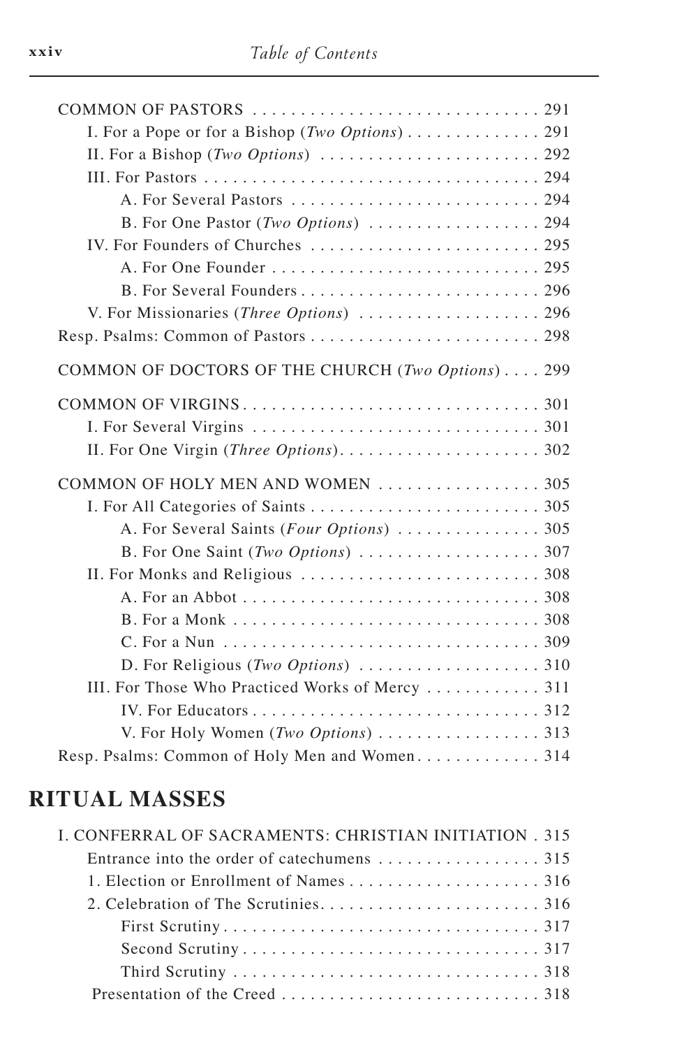COMMON OF PASTORS . . . . . . . . . . . . . . . . . . . . . . . . . . . . . . 291

I. For a Pope or for a Bishop (*Two Options*) . . . . . . . . . . . . . . 291

II. For a Bishop (*Two Options*) . . . . . . . . . . . . . . . . . . . . . . . . 292

III. For Pastors . . . . . . . . . . . . . . . . . . . . . . . . . . . . . . . . . . . 294

A. For Several Pastors . . . . . . . . . . . . . . . . . . . . . . . . . . 294

B. For One Pastor (*Two Options*) . . . . . . . . . . . . . . . . . . 294

IV. For Founders of Churches . . . . . . . . . . . . . . . . . . . . . . . . . 295

A. For One Founder . . . . . . . . . . . . . . . . . . . . . . . . . . . . 295

B. For Several Founders . . . . . . . . . . . . . . . . . . . . . . . . . . 296

V. For Missionaries (*Three Options*) . . . . . . . . . . . . . . . . . . . 296

Resp. Psalms: Common of Pastors . . . . . . . . . . . . . . . . . . . . . . . . 298

COMMON OF DOCTORS OF THE CHURCH (*Two Options*) . . . . 299

COMMON OF VIRGINS . . . . . . . . . . . . . . . . . . . . . . . . . . . . . . . 301

I. For Several Virgins . . . . . . . . . . . . . . . . . . . . . . . . . . . . . . 301

II. For One Virgin (*Three Options*) . . . . . . . . . . . . . . . . . . . . . 302

COMMON OF HOLY MEN AND WOMEN . . . . . . . . . . . . . . . . . 305

I. For All Categories of Saints . . . . . . . . . . . . . . . . . . . . . . . . . 305

A. For Several Saints (*Four Options*) . . . . . . . . . . . . . . . 305

B. For One Saint (*Two Options*) . . . . . . . . . . . . . . . . . . . 307

II. For Monks and Religious . . . . . . . . . . . . . . . . . . . . . . . . . 308

A. For an Abbot . . . . . . . . . . . . . . . . . . . . . . . . . . . . . . . 308

B. For a Monk . . . . . . . . . . . . . . . . . . . . . . . . . . . . . . . . 308

C. For a Nun . . . . . . . . . . . . . . . . . . . . . . . . . . . . . . . . . 309

D. For Religious (*Two Options*) . . . . . . . . . . . . . . . . . . . 310

III. For Those Who Practiced Works of Mercy . . . . . . . . . . . . 311

IV. For Educators . . . . . . . . . . . . . . . . . . . . . . . . . . . . . . 312

V. For Holy Women (*Two Options*) . . . . . . . . . . . . . . . . . 313

Resp. Psalms: Common of Holy Men and Women . . . . . . . . . . . . . 314

## RITUAL MASSES

I. CONFERRAL OF SACRAMENTS: CHRISTIAN INITIATION . 315

Entrance into the order of catechumens . . . . . . . . . . . . . . . . . 315

1. Election or Enrollment of Names . . . . . . . . . . . . . . . . . . . . 316

2. Celebration of The Scrutinies . . . . . . . . . . . . . . . . . . . . . . . 316

First Scrutiny . . . . . . . . . . . . . . . . . . . . . . . . . . . . . . . . 317

Second Scrutiny . . . . . . . . . . . . . . . . . . . . . . . . . . . . . . . 317

Third Scrutiny . . . . . . . . . . . . . . . . . . . . . . . . . . . . . . . . 318

Presentation of the Creed . . . . . . . . . . . . . . . . . . . . . . . . . . . 318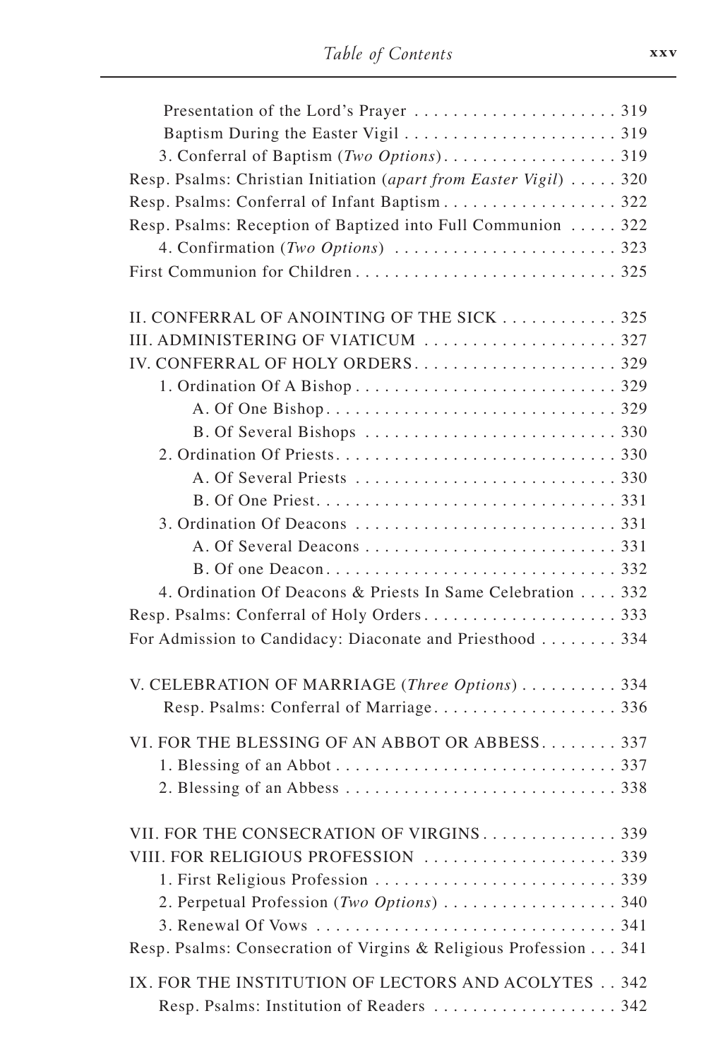Presentation of the Lord's Prayer . . . . . . . . . . . . . . . . . . . . . 319
Baptism During the Easter Vigil . . . . . . . . . . . . . . . . . . . . . . 319
3. Conferral of Baptism (*Two Options*). . . . . . . . . . . . . . . . . . 319
Resp. Psalms: Christian Initiation (*apart from Easter Vigil*) . . . . . 320
Resp. Psalms: Conferral of Infant Baptism . . . . . . . . . . . . . . . . . 322
Resp. Psalms: Reception of Baptized into Full Communion . . . . . 322
4. Confirmation (*Two Options*) . . . . . . . . . . . . . . . . . . . . . . . 323
First Communion for Children . . . . . . . . . . . . . . . . . . . . . . . . . . 325

II. CONFERRAL OF ANOINTING OF THE SICK . . . . . . . . . . . . 325
III. ADMINISTERING OF VIATICUM . . . . . . . . . . . . . . . . . . . . 327
IV. CONFERRAL OF HOLY ORDERS. . . . . . . . . . . . . . . . . . . . . 329
1. Ordination Of A Bishop . . . . . . . . . . . . . . . . . . . . . . . . . . . 329
A. Of One Bishop. . . . . . . . . . . . . . . . . . . . . . . . . . . . . 329
B. Of Several Bishops . . . . . . . . . . . . . . . . . . . . . . . . . . 330
2. Ordination Of Priests. . . . . . . . . . . . . . . . . . . . . . . . . . . . . 330
A. Of Several Priests . . . . . . . . . . . . . . . . . . . . . . . . . . . 330
B. Of One Priest. . . . . . . . . . . . . . . . . . . . . . . . . . . . . . . 331
3. Ordination Of Deacons . . . . . . . . . . . . . . . . . . . . . . . . . . . 331
A. Of Several Deacons . . . . . . . . . . . . . . . . . . . . . . . . . . 331
B. Of one Deacon. . . . . . . . . . . . . . . . . . . . . . . . . . . . . . 332
4. Ordination Of Deacons & Priests In Same Celebration . . . . 332
Resp. Psalms: Conferral of Holy Orders. . . . . . . . . . . . . . . . . . . . 333
For Admission to Candidacy: Diaconate and Priesthood . . . . . . . . 334

V. CELEBRATION OF MARRIAGE (*Three Options*) . . . . . . . . . . 334
Resp. Psalms: Conferral of Marriage. . . . . . . . . . . . . . . . . . . 336

VI. FOR THE BLESSING OF AN ABBOT OR ABBESS. . . . . . . . 337
1. Blessing of an Abbot . . . . . . . . . . . . . . . . . . . . . . . . . . . . 337
2. Blessing of an Abbess . . . . . . . . . . . . . . . . . . . . . . . . . . . . 338

VII. FOR THE CONSECRATION OF VIRGINS . . . . . . . . . . . . . . 339
VIII. FOR RELIGIOUS PROFESSION . . . . . . . . . . . . . . . . . . . . 339
1. First Religious Profession . . . . . . . . . . . . . . . . . . . . . . . . . 339
2. Perpetual Profession (*Two Options*) . . . . . . . . . . . . . . . . . . 340
3. Renewal Of Vows . . . . . . . . . . . . . . . . . . . . . . . . . . . . . . . 341
Resp. Psalms: Consecration of Virgins & Religious Profession . . . 341

IX. FOR THE INSTITUTION OF LECTORS AND ACOLYTES . . 342
Resp. Psalms: Institution of Readers . . . . . . . . . . . . . . . . . . . 342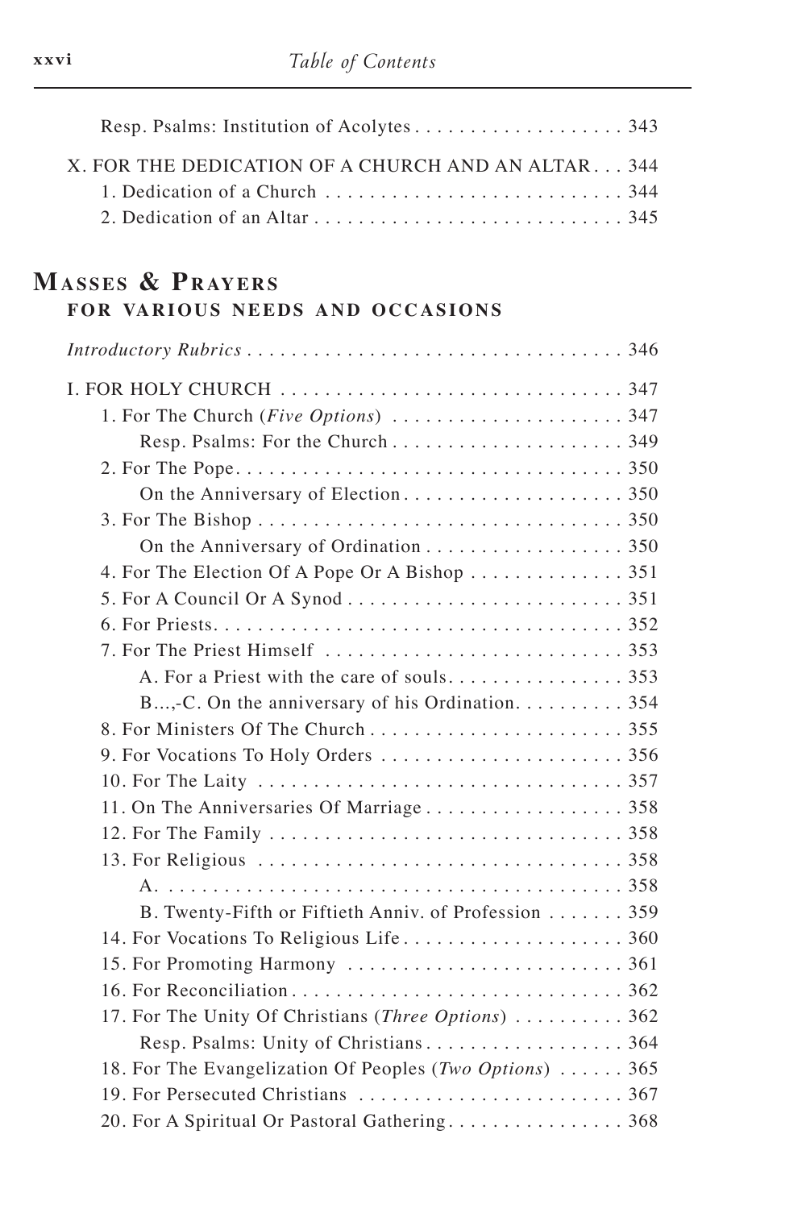Resp. Psalms: Institution of Acolytes . . . . . . . . . . . . . . . . . . . 343

X. FOR THE DEDICATION OF A CHURCH AND AN ALTAR . . . 344

1. Dedication of a Church . . . . . . . . . . . . . . . . . . . . . . . . . . . 344
2. Dedication of an Altar . . . . . . . . . . . . . . . . . . . . . . . . . . . . 345

# MASSES & PRAYERS
## FOR VARIOUS NEEDS AND OCCASIONS

*Introductory Rubrics* . . . . . . . . . . . . . . . . . . . . . . . . . . . . . . . . . . 346

I. FOR HOLY CHURCH . . . . . . . . . . . . . . . . . . . . . . . . . . . . . . . 347

1. For The Church (*Five Options*) . . . . . . . . . . . . . . . . . . . . . 347
   - Resp. Psalms: For the Church . . . . . . . . . . . . . . . . . . . . . 349
2. For The Pope. . . . . . . . . . . . . . . . . . . . . . . . . . . . . . . . . . . 350
   - On the Anniversary of Election. . . . . . . . . . . . . . . . . . . . 350
3. For The Bishop . . . . . . . . . . . . . . . . . . . . . . . . . . . . . . . . . 350
   - On the Anniversary of Ordination . . . . . . . . . . . . . . . . . . 350
4. For The Election Of A Pope Or A Bishop . . . . . . . . . . . . . . 351
5. For A Council Or A Synod . . . . . . . . . . . . . . . . . . . . . . . . . 351
6. For Priests. . . . . . . . . . . . . . . . . . . . . . . . . . . . . . . . . . . . 352
7. For The Priest Himself . . . . . . . . . . . . . . . . . . . . . . . . . . . 353
   - A. For a Priest with the care of souls. . . . . . . . . . . . . . . . 353
   - B...,-C. On the anniversary of his Ordination. . . . . . . . . . 354
8. For Ministers Of The Church . . . . . . . . . . . . . . . . . . . . . . . 355
9. For Vocations To Holy Orders . . . . . . . . . . . . . . . . . . . . . . 356
10. For The Laity . . . . . . . . . . . . . . . . . . . . . . . . . . . . . . . . . 357
11. On The Anniversaries Of Marriage . . . . . . . . . . . . . . . . . . 358
12. For The Family . . . . . . . . . . . . . . . . . . . . . . . . . . . . . . . . 358
13. For Religious . . . . . . . . . . . . . . . . . . . . . . . . . . . . . . . . . 358
    - A. . . . . . . . . . . . . . . . . . . . . . . . . . . . . . . . . . . . . . . . . 358
    - B. Twenty-Fifth or Fiftieth Anniv. of Profession . . . . . . . 359
14. For Vocations To Religious Life . . . . . . . . . . . . . . . . . . . . 360
15. For Promoting Harmony . . . . . . . . . . . . . . . . . . . . . . . . . 361
16. For Reconciliation . . . . . . . . . . . . . . . . . . . . . . . . . . . . . . 362
17. For The Unity Of Christians (*Three Options*) . . . . . . . . . . 362
    - Resp. Psalms: Unity of Christians . . . . . . . . . . . . . . . . . . 364
18. For The Evangelization Of Peoples (*Two Options*) . . . . . . 365
19. For Persecuted Christians . . . . . . . . . . . . . . . . . . . . . . . . 367
20. For A Spiritual Or Pastoral Gathering . . . . . . . . . . . . . . . . 368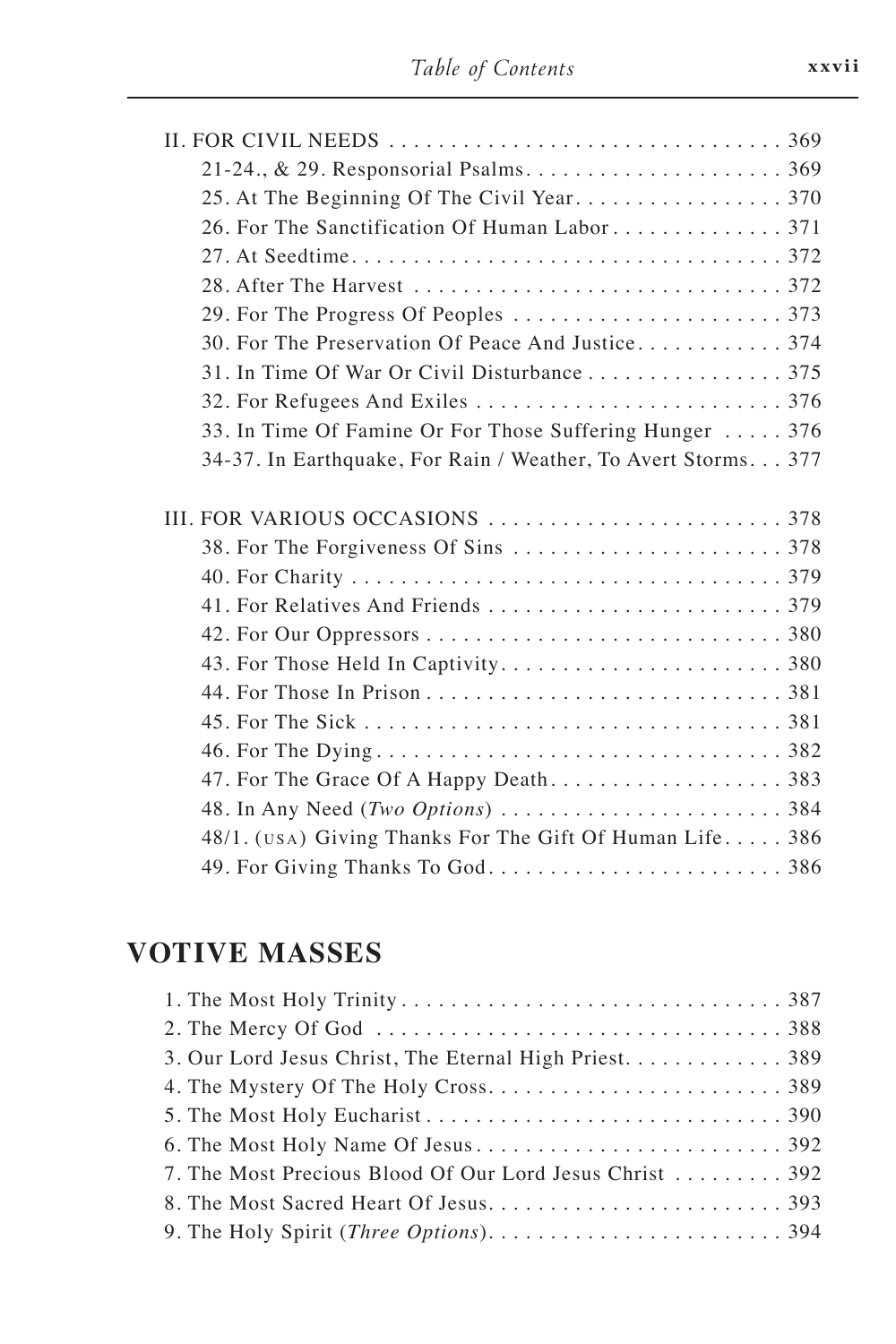II. FOR CIVIL NEEDS . . . . . . . . . . . . . . . . . . . . . . . . . . . . . . . . 369

21-24., & 29. Responsorial Psalms. . . . . . . . . . . . . . . . . . . . . 369

25. At The Beginning Of The Civil Year. . . . . . . . . . . . . . . . . 370

26. For The Sanctification Of Human Labor . . . . . . . . . . . . . . 371

27. At Seedtime. . . . . . . . . . . . . . . . . . . . . . . . . . . . . . . . . . 372

28. After The Harvest . . . . . . . . . . . . . . . . . . . . . . . . . . . . . 372

29. For The Progress Of Peoples . . . . . . . . . . . . . . . . . . . . . . 373

30. For The Preservation Of Peace And Justice. . . . . . . . . . . . 374

31. In Time Of War Or Civil Disturbance . . . . . . . . . . . . . . . . 375

32. For Refugees And Exiles . . . . . . . . . . . . . . . . . . . . . . . . . 376

33. In Time Of Famine Or For Those Suffering Hunger . . . . . 376

34-37. In Earthquake, For Rain / Weather, To Avert Storms. . . 377

III. FOR VARIOUS OCCASIONS . . . . . . . . . . . . . . . . . . . . . . . . 378

38. For The Forgiveness Of Sins . . . . . . . . . . . . . . . . . . . . . . 378

40. For Charity . . . . . . . . . . . . . . . . . . . . . . . . . . . . . . . . . . 379

41. For Relatives And Friends . . . . . . . . . . . . . . . . . . . . . . . . 379

42. For Our Oppressors . . . . . . . . . . . . . . . . . . . . . . . . . . . . . 380

43. For Those Held In Captivity. . . . . . . . . . . . . . . . . . . . . . . 380

44. For Those In Prison . . . . . . . . . . . . . . . . . . . . . . . . . . . . 381

45. For The Sick . . . . . . . . . . . . . . . . . . . . . . . . . . . . . . . . . 381

46. For The Dying . . . . . . . . . . . . . . . . . . . . . . . . . . . . . . . . 382

47. For The Grace Of A Happy Death. . . . . . . . . . . . . . . . . . . 383

48. In Any Need (*Two Options*) . . . . . . . . . . . . . . . . . . . . . . . 384

48/1. (USA) Giving Thanks For The Gift Of Human Life. . . . . 386

49. For Giving Thanks To God. . . . . . . . . . . . . . . . . . . . . . . . 386

## VOTIVE MASSES

1. The Most Holy Trinity . . . . . . . . . . . . . . . . . . . . . . . . . . . . . . . 387
2. The Mercy Of God . . . . . . . . . . . . . . . . . . . . . . . . . . . . . . . . . 388
3. Our Lord Jesus Christ, The Eternal High Priest. . . . . . . . . . . . . 389
4. The Mystery Of The Holy Cross. . . . . . . . . . . . . . . . . . . . . . . . 389
5. The Most Holy Eucharist . . . . . . . . . . . . . . . . . . . . . . . . . . . . 390
6. The Most Holy Name Of Jesus . . . . . . . . . . . . . . . . . . . . . . . . . 392
7. The Most Precious Blood Of Our Lord Jesus Christ . . . . . . . . . 392
8. The Most Sacred Heart Of Jesus. . . . . . . . . . . . . . . . . . . . . . . . 393
9. The Holy Spirit (*Three Options*). . . . . . . . . . . . . . . . . . . . . . . . 394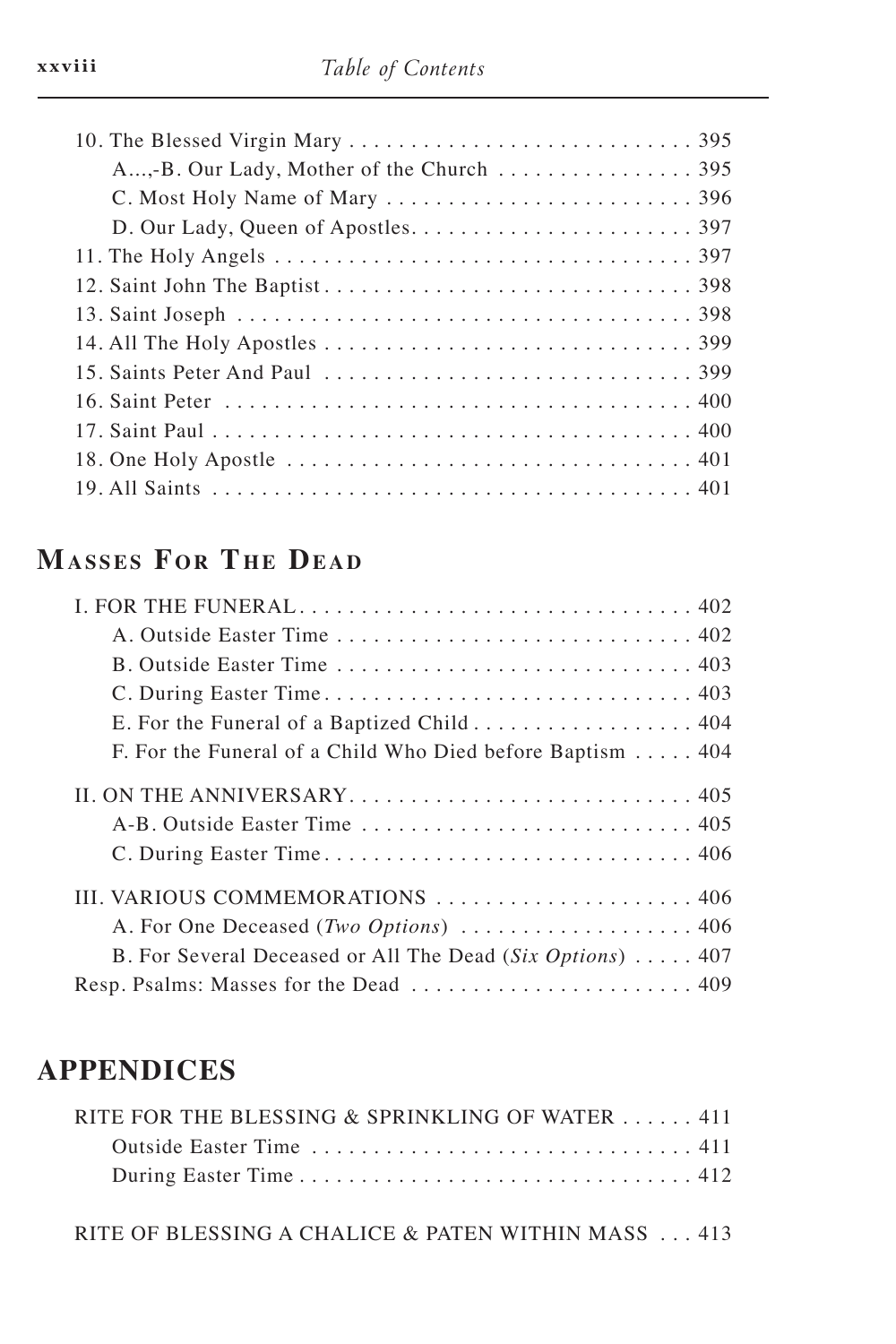10. The Blessed Virgin Mary . . . . . . . . . . . . . . . . . . . . . . . . . . . . 395
    A...,-B. Our Lady, Mother of the Church . . . . . . . . . . . . . . . . 395
    C. Most Holy Name of Mary . . . . . . . . . . . . . . . . . . . . . . . . . 396
    D. Our Lady, Queen of Apostles. . . . . . . . . . . . . . . . . . . . . . . 397
11. The Holy Angels . . . . . . . . . . . . . . . . . . . . . . . . . . . . . . . . . . 397
12. Saint John The Baptist . . . . . . . . . . . . . . . . . . . . . . . . . . . . . 398
13. Saint Joseph . . . . . . . . . . . . . . . . . . . . . . . . . . . . . . . . . . . . . 398
14. All The Holy Apostles . . . . . . . . . . . . . . . . . . . . . . . . . . . . . . 399
15. Saints Peter And Paul . . . . . . . . . . . . . . . . . . . . . . . . . . . . . . 399
16. Saint Peter . . . . . . . . . . . . . . . . . . . . . . . . . . . . . . . . . . . . . . 400
17. Saint Paul . . . . . . . . . . . . . . . . . . . . . . . . . . . . . . . . . . . . . . . 400
18. One Holy Apostle . . . . . . . . . . . . . . . . . . . . . . . . . . . . . . . . . 401
19. All Saints . . . . . . . . . . . . . . . . . . . . . . . . . . . . . . . . . . . . . . . 401

## Masses For The Dead

I. FOR THE FUNERAL . . . . . . . . . . . . . . . . . . . . . . . . . . . . . . . . 402
    A. Outside Easter Time . . . . . . . . . . . . . . . . . . . . . . . . . . . . 402
    B. Outside Easter Time . . . . . . . . . . . . . . . . . . . . . . . . . . . . 403
    C. During Easter Time . . . . . . . . . . . . . . . . . . . . . . . . . . . . . 403
    E. For the Funeral of a Baptized Child . . . . . . . . . . . . . . . . . . 404
    F. For the Funeral of a Child Who Died before Baptism . . . . . 404

II. ON THE ANNIVERSARY . . . . . . . . . . . . . . . . . . . . . . . . . . . . 405
    A-B. Outside Easter Time . . . . . . . . . . . . . . . . . . . . . . . . . . . 405
    C. During Easter Time . . . . . . . . . . . . . . . . . . . . . . . . . . . . . 406

III. VARIOUS COMMEMORATIONS . . . . . . . . . . . . . . . . . . . . . 406
    A. For One Deceased (*Two Options*) . . . . . . . . . . . . . . . . . . . 406
    B. For Several Deceased or All The Dead (*Six Options*) . . . . . 407
Resp. Psalms: Masses for the Dead . . . . . . . . . . . . . . . . . . . . . . 409

## APPENDICES

RITE FOR THE BLESSING & SPRINKLING OF WATER . . . . . . 411
    Outside Easter Time . . . . . . . . . . . . . . . . . . . . . . . . . . . . . . 411
    During Easter Time . . . . . . . . . . . . . . . . . . . . . . . . . . . . . . . 412

RITE OF BLESSING A CHALICE & PATEN WITHIN MASS . . . 413